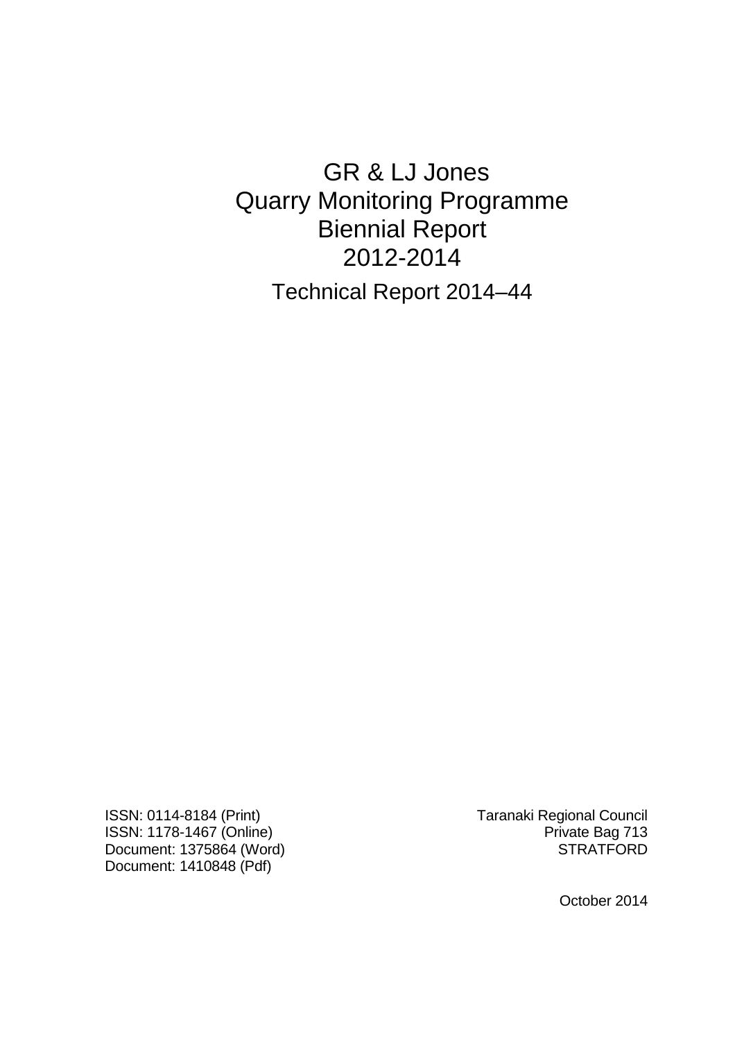# GR & LJ Jones
# Quarry Monitoring Programme
# Biennial Report
# 2012-2014

## Technical Report 2014–44

ISSN: 0114-8184 (Print)
ISSN: 1178-1467 (Online)
Document: 1375864 (Word)
Document: 1410848 (Pdf)

Taranaki Regional Council
Private Bag 713
STRATFORD

October 2014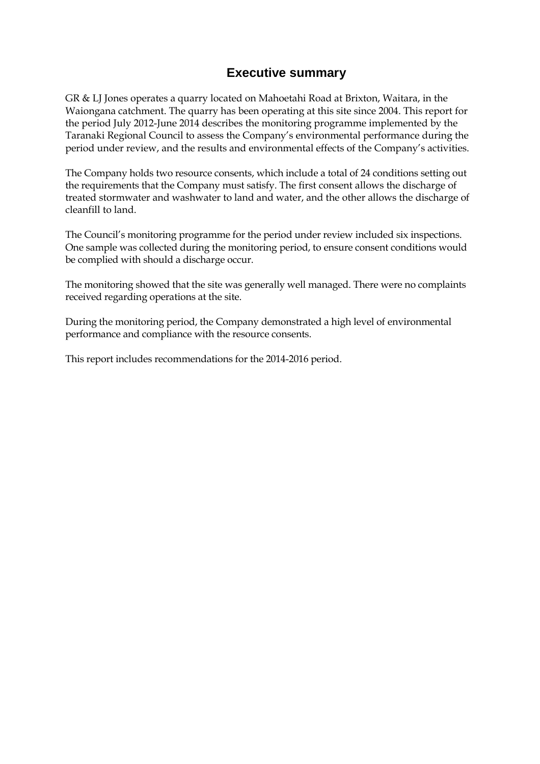# Executive summary

GR & LJ Jones operates a quarry located on Mahoetahi Road at Brixton, Waitara, in the Waiongana catchment. The quarry has been operating at this site since 2004. This report for the period July 2012-June 2014 describes the monitoring programme implemented by the Taranaki Regional Council to assess the Company's environmental performance during the period under review, and the results and environmental effects of the Company's activities.

The Company holds two resource consents, which include a total of 24 conditions setting out the requirements that the Company must satisfy. The first consent allows the discharge of treated stormwater and washwater to land and water, and the other allows the discharge of cleanfill to land.

The Council's monitoring programme for the period under review included six inspections. One sample was collected during the monitoring period, to ensure consent conditions would be complied with should a discharge occur.

The monitoring showed that the site was generally well managed. There were no complaints received regarding operations at the site.

During the monitoring period, the Company demonstrated a high level of environmental performance and compliance with the resource consents.

This report includes recommendations for the 2014-2016 period.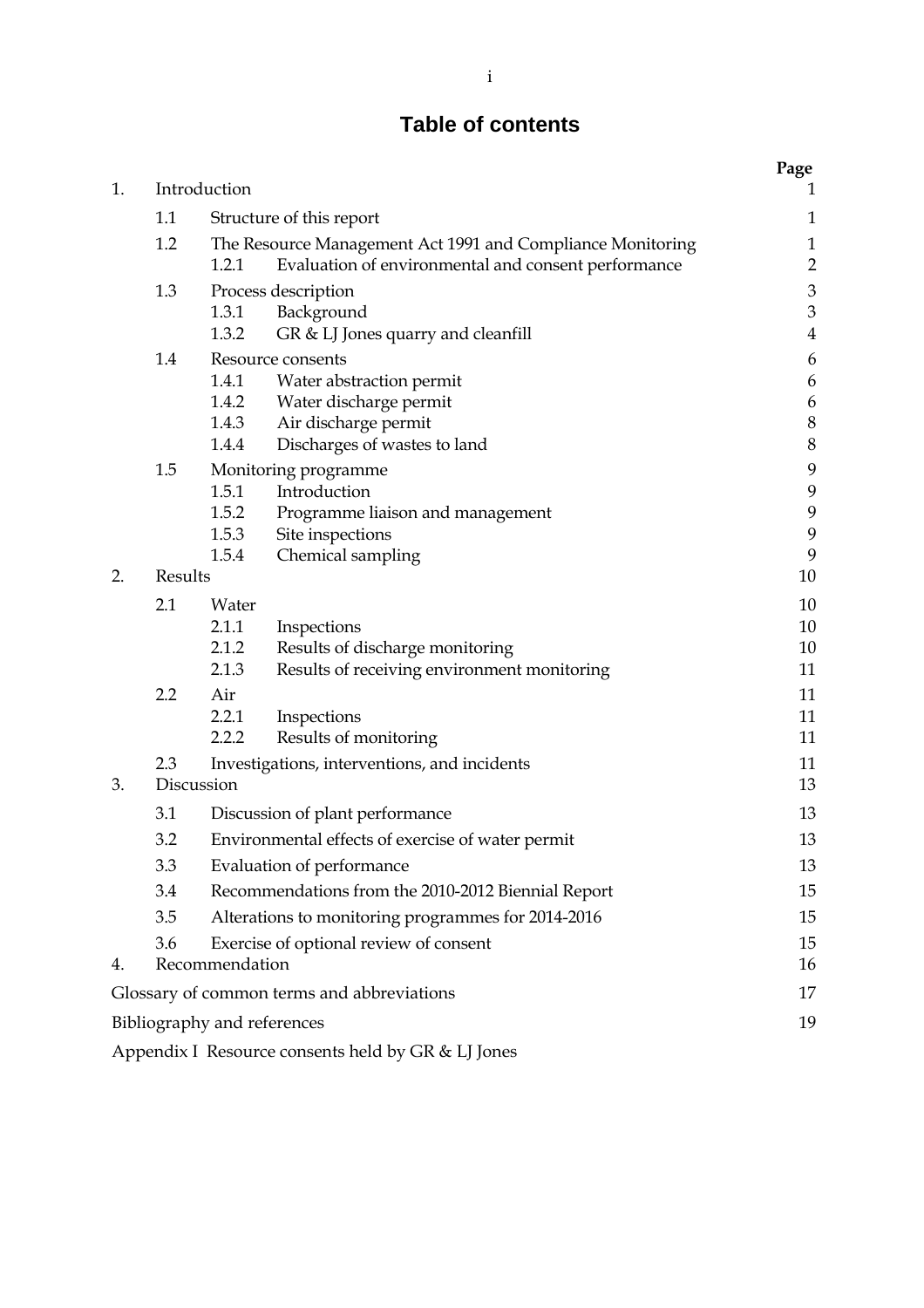# Table of contents

| | | Page |
|---|---|---|
| 1. | Introduction | 1 |
| | 1.1 Structure of this report | 1 |
| | 1.2 The Resource Management Act 1991 and Compliance Monitoring | 1 |
| | 1.2.1 Evaluation of environmental and consent performance | 2 |
| | 1.3 Process description | 3 |
| | 1.3.1 Background | 3 |
| | 1.3.2 GR & LJ Jones quarry and cleanfill | 4 |
| | 1.4 Resource consents | 6 |
| | 1.4.1 Water abstraction permit | 6 |
| | 1.4.2 Water discharge permit | 6 |
| | 1.4.3 Air discharge permit | 8 |
| | 1.4.4 Discharges of wastes to land | 8 |
| | 1.5 Monitoring programme | 9 |
| | 1.5.1 Introduction | 9 |
| | 1.5.2 Programme liaison and management | 9 |
| | 1.5.3 Site inspections | 9 |
| | 1.5.4 Chemical sampling | 9 |
| 2. | Results | 10 |
| | 2.1 Water | 10 |
| | 2.1.1 Inspections | 10 |
| | 2.1.2 Results of discharge monitoring | 10 |
| | 2.1.3 Results of receiving environment monitoring | 11 |
| | 2.2 Air | 11 |
| | 2.2.1 Inspections | 11 |
| | 2.2.2 Results of monitoring | 11 |
| | 2.3 Investigations, interventions, and incidents | 11 |
| 3. | Discussion | 13 |
| | 3.1 Discussion of plant performance | 13 |
| | 3.2 Environmental effects of exercise of water permit | 13 |
| | 3.3 Evaluation of performance | 13 |
| | 3.4 Recommendations from the 2010-2012 Biennial Report | 15 |
| | 3.5 Alterations to monitoring programmes for 2014-2016 | 15 |
| | 3.6 Exercise of optional review of consent | 15 |
| 4. | Recommendation | 16 |
| Glossary of common terms and abbreviations | | 17 |
| Bibliography and references | | 19 |
| Appendix I Resource consents held by GR & LJ Jones | | |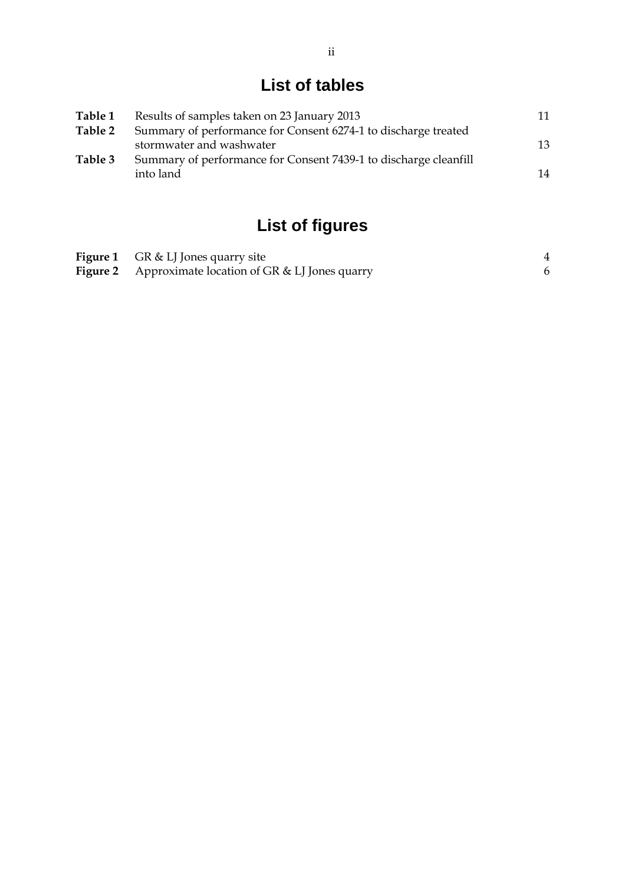## List of tables

| | | |
|---|---|---|
| **Table 1** | Results of samples taken on 23 January 2013 | 11 |
| **Table 2** | Summary of performance for Consent 6274-1 to discharge treated stormwater and washwater | 13 |
| **Table 3** | Summary of performance for Consent 7439-1 to discharge cleanfill into land | 14 |

## List of figures

| | | |
|---|---|---|
| **Figure 1** | GR & LJ Jones quarry site | 4 |
| **Figure 2** | Approximate location of GR & LJ Jones quarry | 6 |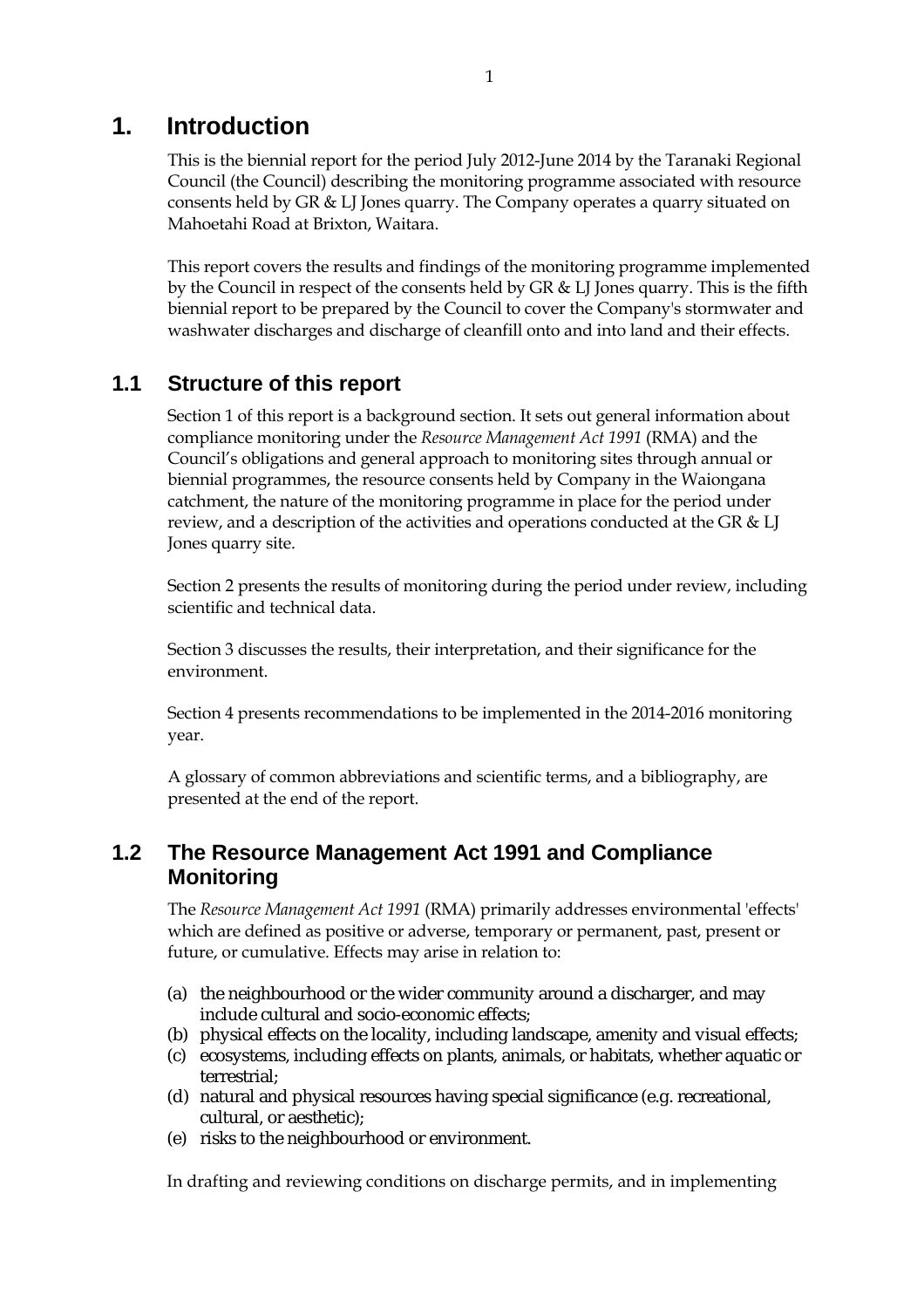# 1. Introduction

This is the biennial report for the period July 2012-June 2014 by the Taranaki Regional Council (the Council) describing the monitoring programme associated with resource consents held by GR & LJ Jones quarry. The Company operates a quarry situated on Mahoetahi Road at Brixton, Waitara.

This report covers the results and findings of the monitoring programme implemented by the Council in respect of the consents held by GR & LJ Jones quarry. This is the fifth biennial report to be prepared by the Council to cover the Company's stormwater and washwater discharges and discharge of cleanfill onto and into land and their effects.

## 1.1 Structure of this report

Section 1 of this report is a background section. It sets out general information about compliance monitoring under the *Resource Management Act 1991* (RMA) and the Council's obligations and general approach to monitoring sites through annual or biennial programmes, the resource consents held by Company in the Waiongana catchment, the nature of the monitoring programme in place for the period under review, and a description of the activities and operations conducted at the GR & LJ Jones quarry site.

Section 2 presents the results of monitoring during the period under review, including scientific and technical data.

Section 3 discusses the results, their interpretation, and their significance for the environment.

Section 4 presents recommendations to be implemented in the 2014-2016 monitoring year.

A glossary of common abbreviations and scientific terms, and a bibliography, are presented at the end of the report.

## 1.2 The Resource Management Act 1991 and Compliance Monitoring

The *Resource Management Act 1991* (RMA) primarily addresses environmental 'effects' which are defined as positive or adverse, temporary or permanent, past, present or future, or cumulative. Effects may arise in relation to:

(a) the neighbourhood or the wider community around a discharger, and may include cultural and socio-economic effects;
(b) physical effects on the locality, including landscape, amenity and visual effects;
(c) ecosystems, including effects on plants, animals, or habitats, whether aquatic or terrestrial;
(d) natural and physical resources having special significance (e.g. recreational, cultural, or aesthetic);
(e) risks to the neighbourhood or environment.

In drafting and reviewing conditions on discharge permits, and in implementing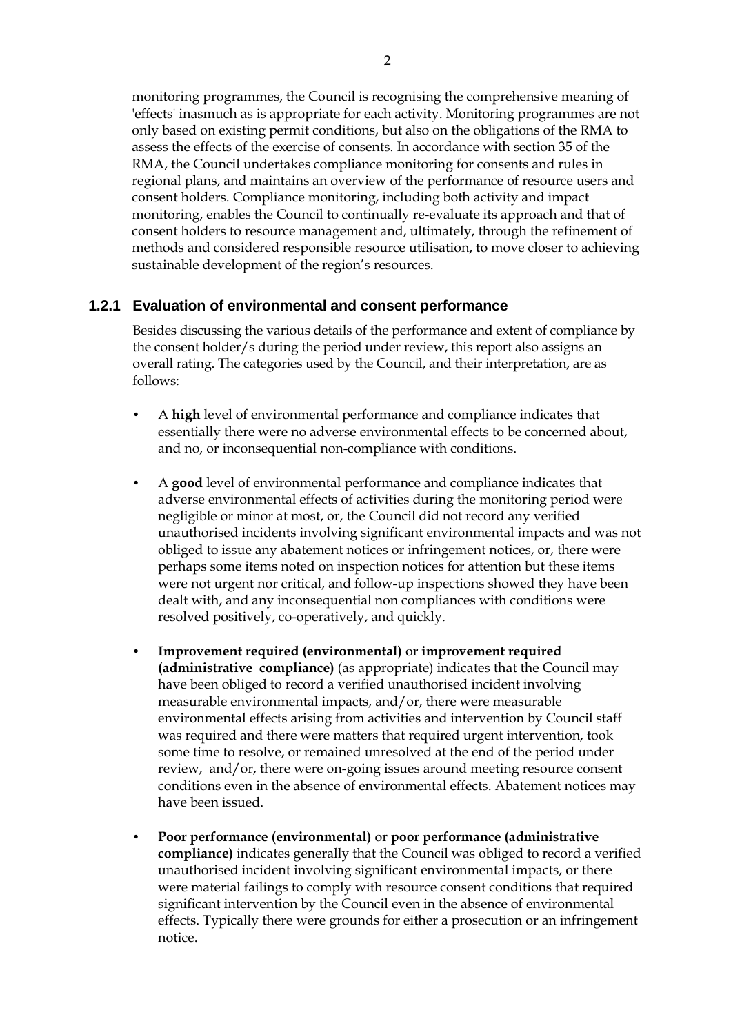monitoring programmes, the Council is recognising the comprehensive meaning of 'effects' inasmuch as is appropriate for each activity. Monitoring programmes are not only based on existing permit conditions, but also on the obligations of the RMA to assess the effects of the exercise of consents. In accordance with section 35 of the RMA, the Council undertakes compliance monitoring for consents and rules in regional plans, and maintains an overview of the performance of resource users and consent holders. Compliance monitoring, including both activity and impact monitoring, enables the Council to continually re-evaluate its approach and that of consent holders to resource management and, ultimately, through the refinement of methods and considered responsible resource utilisation, to move closer to achieving sustainable development of the region's resources.

### 1.2.1 Evaluation of environmental and consent performance

Besides discussing the various details of the performance and extent of compliance by the consent holder/s during the period under review, this report also assigns an overall rating. The categories used by the Council, and their interpretation, are as follows:

- A **high** level of environmental performance and compliance indicates that essentially there were no adverse environmental effects to be concerned about, and no, or inconsequential non-compliance with conditions.
- A **good** level of environmental performance and compliance indicates that adverse environmental effects of activities during the monitoring period were negligible or minor at most, or, the Council did not record any verified unauthorised incidents involving significant environmental impacts and was not obliged to issue any abatement notices or infringement notices, or, there were perhaps some items noted on inspection notices for attention but these items were not urgent nor critical, and follow-up inspections showed they have been dealt with, and any inconsequential non compliances with conditions were resolved positively, co-operatively, and quickly.
- **Improvement required (environmental)** or **improvement required (administrative compliance)** (as appropriate) indicates that the Council may have been obliged to record a verified unauthorised incident involving measurable environmental impacts, and/or, there were measurable environmental effects arising from activities and intervention by Council staff was required and there were matters that required urgent intervention, took some time to resolve, or remained unresolved at the end of the period under review, and/or, there were on-going issues around meeting resource consent conditions even in the absence of environmental effects. Abatement notices may have been issued.
- **Poor performance (environmental)** or **poor performance (administrative compliance)** indicates generally that the Council was obliged to record a verified unauthorised incident involving significant environmental impacts, or there were material failings to comply with resource consent conditions that required significant intervention by the Council even in the absence of environmental effects. Typically there were grounds for either a prosecution or an infringement notice.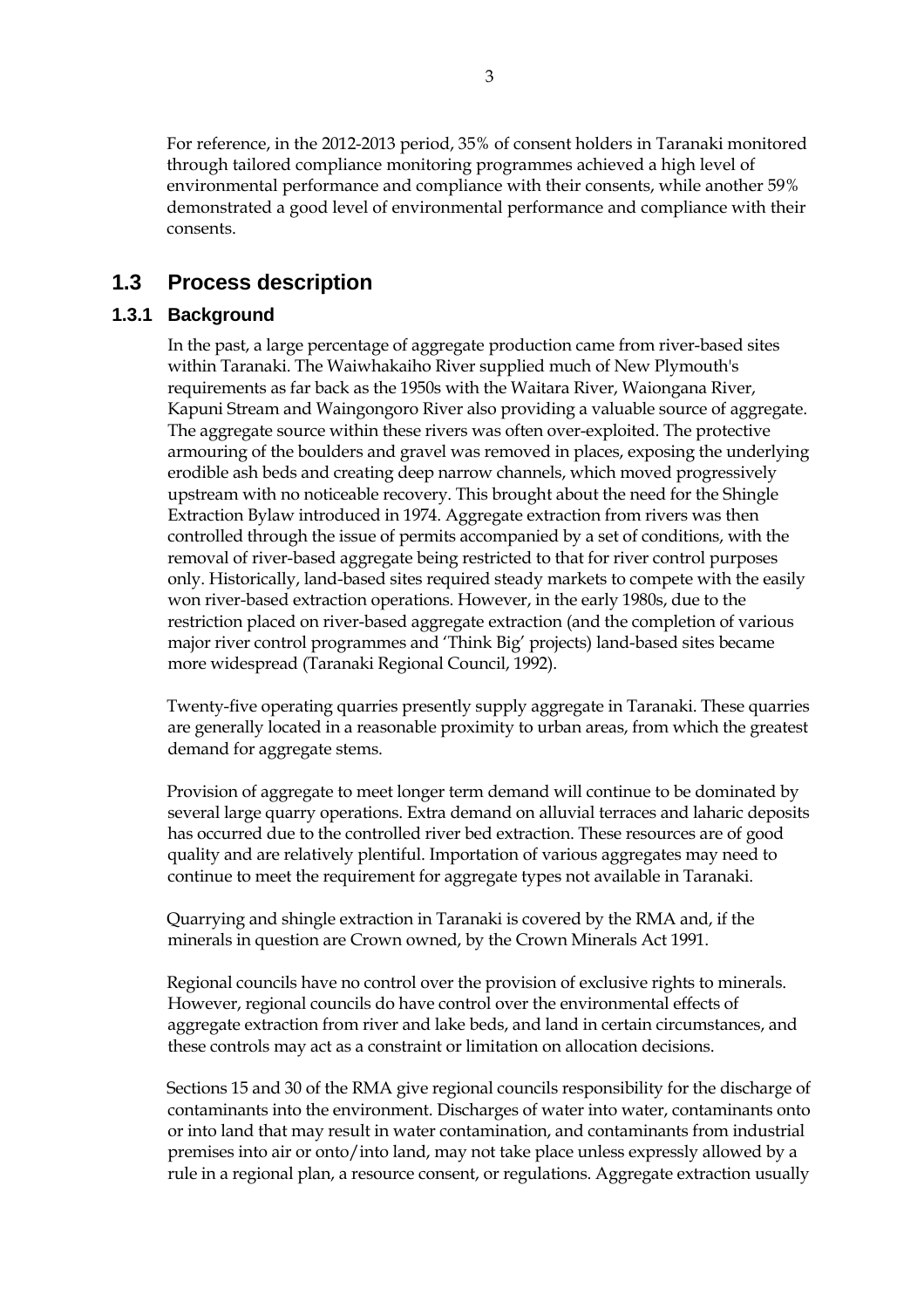For reference, in the 2012-2013 period, 35% of consent holders in Taranaki monitored through tailored compliance monitoring programmes achieved a high level of environmental performance and compliance with their consents, while another 59% demonstrated a good level of environmental performance and compliance with their consents.

## 1.3 Process description

### 1.3.1 Background

In the past, a large percentage of aggregate production came from river-based sites within Taranaki. The Waiwhakaiho River supplied much of New Plymouth's requirements as far back as the 1950s with the Waitara River, Waiongana River, Kapuni Stream and Waingongoro River also providing a valuable source of aggregate. The aggregate source within these rivers was often over-exploited. The protective armouring of the boulders and gravel was removed in places, exposing the underlying erodible ash beds and creating deep narrow channels, which moved progressively upstream with no noticeable recovery. This brought about the need for the Shingle Extraction Bylaw introduced in 1974. Aggregate extraction from rivers was then controlled through the issue of permits accompanied by a set of conditions, with the removal of river-based aggregate being restricted to that for river control purposes only. Historically, land-based sites required steady markets to compete with the easily won river-based extraction operations. However, in the early 1980s, due to the restriction placed on river-based aggregate extraction (and the completion of various major river control programmes and 'Think Big' projects) land-based sites became more widespread (Taranaki Regional Council, 1992).

Twenty-five operating quarries presently supply aggregate in Taranaki. These quarries are generally located in a reasonable proximity to urban areas, from which the greatest demand for aggregate stems.

Provision of aggregate to meet longer term demand will continue to be dominated by several large quarry operations. Extra demand on alluvial terraces and laharic deposits has occurred due to the controlled river bed extraction. These resources are of good quality and are relatively plentiful. Importation of various aggregates may need to continue to meet the requirement for aggregate types not available in Taranaki.

Quarrying and shingle extraction in Taranaki is covered by the RMA and, if the minerals in question are Crown owned, by the Crown Minerals Act 1991.

Regional councils have no control over the provision of exclusive rights to minerals. However, regional councils do have control over the environmental effects of aggregate extraction from river and lake beds, and land in certain circumstances, and these controls may act as a constraint or limitation on allocation decisions.

Sections 15 and 30 of the RMA give regional councils responsibility for the discharge of contaminants into the environment. Discharges of water into water, contaminants onto or into land that may result in water contamination, and contaminants from industrial premises into air or onto/into land, may not take place unless expressly allowed by a rule in a regional plan, a resource consent, or regulations. Aggregate extraction usually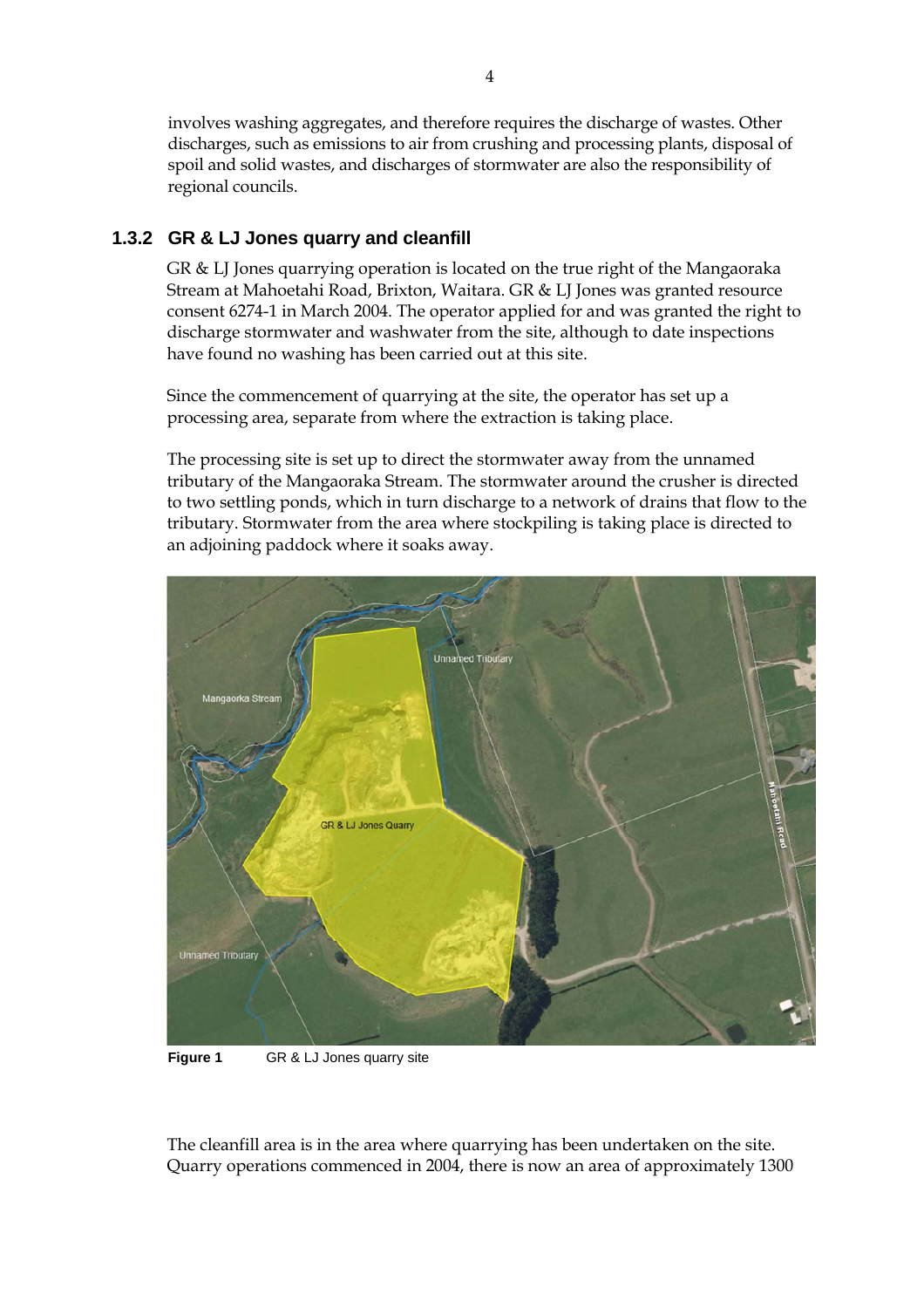involves washing aggregates, and therefore requires the discharge of wastes. Other discharges, such as emissions to air from crushing and processing plants, disposal of spoil and solid wastes, and discharges of stormwater are also the responsibility of regional councils.

### 1.3.2 GR & LJ Jones quarry and cleanfill

GR & LJ Jones quarrying operation is located on the true right of the Mangaoraka Stream at Mahoetahi Road, Brixton, Waitara. GR & LJ Jones was granted resource consent 6274-1 in March 2004. The operator applied for and was granted the right to discharge stormwater and washwater from the site, although to date inspections have found no washing has been carried out at this site.

Since the commencement of quarrying at the site, the operator has set up a processing area, separate from where the extraction is taking place.

The processing site is set up to direct the stormwater away from the unnamed tributary of the Mangaoraka Stream. The stormwater around the crusher is directed to two settling ponds, which in turn discharge to a network of drains that flow to the tributary. Stormwater from the area where stockpiling is taking place is directed to an adjoining paddock where it soaks away.

**Figure 1** GR & LJ Jones quarry site

The cleanfill area is in the area where quarrying has been undertaken on the site. Quarry operations commenced in 2004, there is now an area of approximately 1300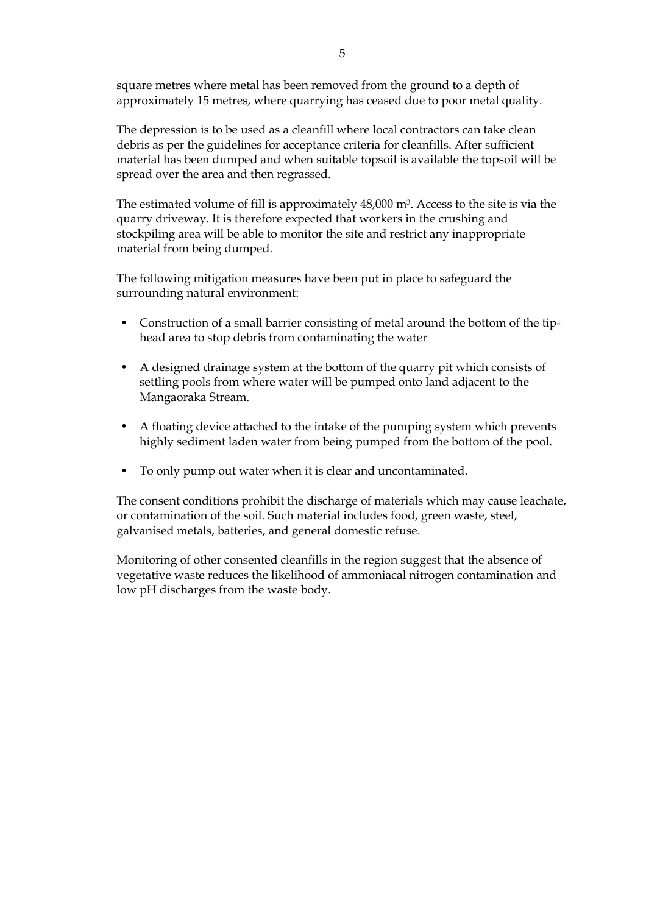square metres where metal has been removed from the ground to a depth of approximately 15 metres, where quarrying has ceased due to poor metal quality.

The depression is to be used as a cleanfill where local contractors can take clean debris as per the guidelines for acceptance criteria for cleanfills. After sufficient material has been dumped and when suitable topsoil is available the topsoil will be spread over the area and then regrassed.

The estimated volume of fill is approximately 48,000 $m^3$. Access to the site is via the quarry driveway. It is therefore expected that workers in the crushing and stockpiling area will be able to monitor the site and restrict any inappropriate material from being dumped.

The following mitigation measures have been put in place to safeguard the surrounding natural environment:

- Construction of a small barrier consisting of metal around the bottom of the tip-head area to stop debris from contaminating the water
- A designed drainage system at the bottom of the quarry pit which consists of settling pools from where water will be pumped onto land adjacent to the Mangaoraka Stream.
- A floating device attached to the intake of the pumping system which prevents highly sediment laden water from being pumped from the bottom of the pool.
- To only pump out water when it is clear and uncontaminated.

The consent conditions prohibit the discharge of materials which may cause leachate, or contamination of the soil. Such material includes food, green waste, steel, galvanised metals, batteries, and general domestic refuse.

Monitoring of other consented cleanfills in the region suggest that the absence of vegetative waste reduces the likelihood of ammoniacal nitrogen contamination and low pH discharges from the waste body.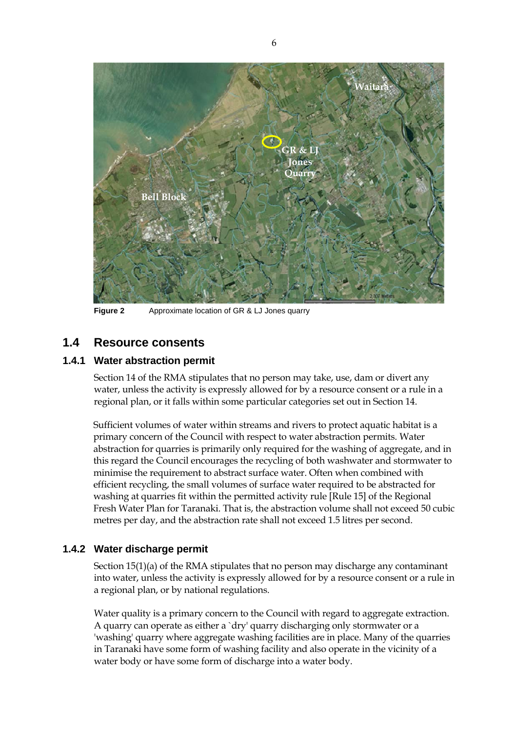**Figure 2** Approximate location of GR & LJ Jones quarry

## 1.4 Resource consents

### 1.4.1 Water abstraction permit

Section 14 of the RMA stipulates that no person may take, use, dam or divert any water, unless the activity is expressly allowed for by a resource consent or a rule in a regional plan, or it falls within some particular categories set out in Section 14.

Sufficient volumes of water within streams and rivers to protect aquatic habitat is a primary concern of the Council with respect to water abstraction permits. Water abstraction for quarries is primarily only required for the washing of aggregate, and in this regard the Council encourages the recycling of both washwater and stormwater to minimise the requirement to abstract surface water. Often when combined with efficient recycling, the small volumes of surface water required to be abstracted for washing at quarries fit within the permitted activity rule [Rule 15] of the Regional Fresh Water Plan for Taranaki. That is, the abstraction volume shall not exceed 50 cubic metres per day, and the abstraction rate shall not exceed 1.5 litres per second.

### 1.4.2 Water discharge permit

Section 15(1)(a) of the RMA stipulates that no person may discharge any contaminant into water, unless the activity is expressly allowed for by a resource consent or a rule in a regional plan, or by national regulations.

Water quality is a primary concern to the Council with regard to aggregate extraction. A quarry can operate as either a `dry' quarry discharging only stormwater or a 'washing' quarry where aggregate washing facilities are in place. Many of the quarries in Taranaki have some form of washing facility and also operate in the vicinity of a water body or have some form of discharge into a water body.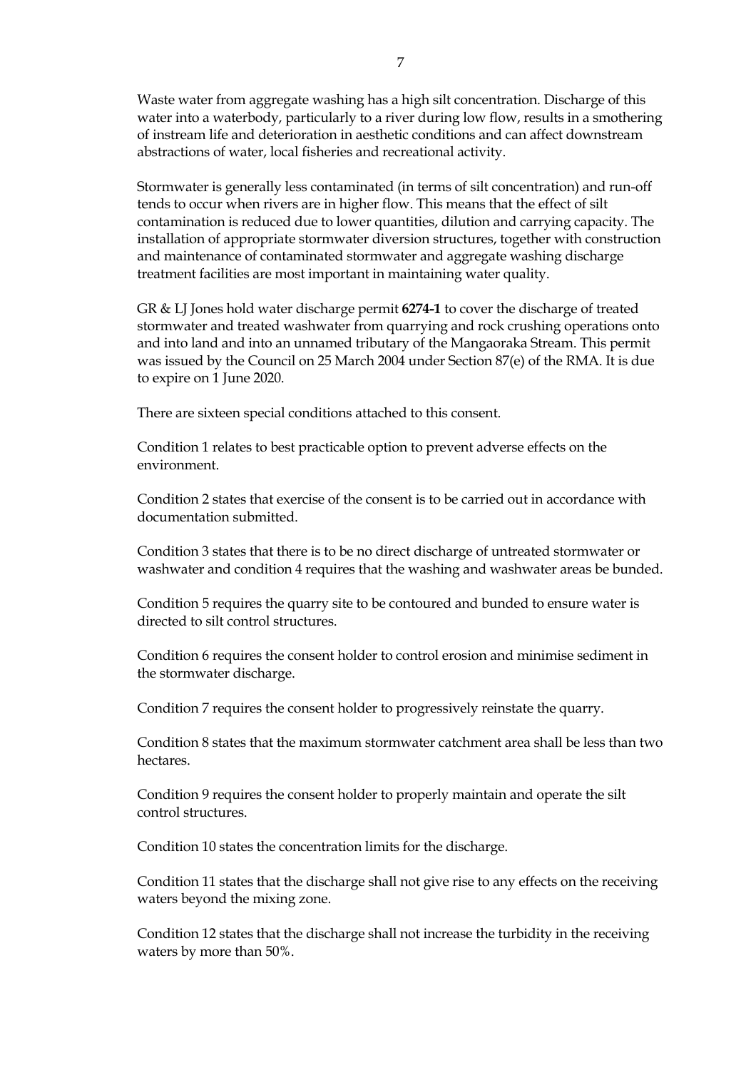Waste water from aggregate washing has a high silt concentration. Discharge of this water into a waterbody, particularly to a river during low flow, results in a smothering of instream life and deterioration in aesthetic conditions and can affect downstream abstractions of water, local fisheries and recreational activity.

Stormwater is generally less contaminated (in terms of silt concentration) and run-off tends to occur when rivers are in higher flow. This means that the effect of silt contamination is reduced due to lower quantities, dilution and carrying capacity. The installation of appropriate stormwater diversion structures, together with construction and maintenance of contaminated stormwater and aggregate washing discharge treatment facilities are most important in maintaining water quality.

GR & LJ Jones hold water discharge permit **6274-1** to cover the discharge of treated stormwater and treated washwater from quarrying and rock crushing operations onto and into land and into an unnamed tributary of the Mangaoraka Stream. This permit was issued by the Council on 25 March 2004 under Section 87(e) of the RMA. It is due to expire on 1 June 2020.

There are sixteen special conditions attached to this consent.

Condition 1 relates to best practicable option to prevent adverse effects on the environment.

Condition 2 states that exercise of the consent is to be carried out in accordance with documentation submitted.

Condition 3 states that there is to be no direct discharge of untreated stormwater or washwater and condition 4 requires that the washing and washwater areas be bunded.

Condition 5 requires the quarry site to be contoured and bunded to ensure water is directed to silt control structures.

Condition 6 requires the consent holder to control erosion and minimise sediment in the stormwater discharge.

Condition 7 requires the consent holder to progressively reinstate the quarry.

Condition 8 states that the maximum stormwater catchment area shall be less than two hectares.

Condition 9 requires the consent holder to properly maintain and operate the silt control structures.

Condition 10 states the concentration limits for the discharge.

Condition 11 states that the discharge shall not give rise to any effects on the receiving waters beyond the mixing zone.

Condition 12 states that the discharge shall not increase the turbidity in the receiving waters by more than 50%.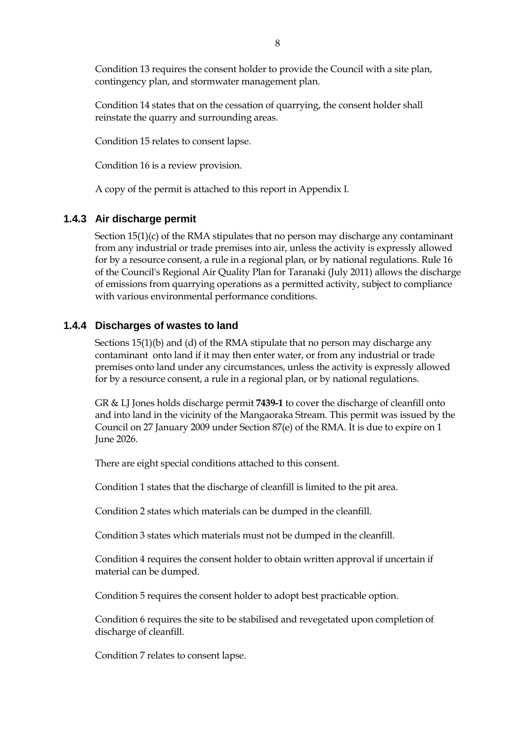Condition 13 requires the consent holder to provide the Council with a site plan, contingency plan, and stormwater management plan.

Condition 14 states that on the cessation of quarrying, the consent holder shall reinstate the quarry and surrounding areas.

Condition 15 relates to consent lapse.

Condition 16 is a review provision.

A copy of the permit is attached to this report in Appendix I.

### 1.4.3 Air discharge permit

Section 15(1)(c) of the RMA stipulates that no person may discharge any contaminant from any industrial or trade premises into air, unless the activity is expressly allowed for by a resource consent, a rule in a regional plan, or by national regulations. Rule 16 of the Council's Regional Air Quality Plan for Taranaki (July 2011) allows the discharge of emissions from quarrying operations as a permitted activity, subject to compliance with various environmental performance conditions.

### 1.4.4 Discharges of wastes to land

Sections 15(1)(b) and (d) of the RMA stipulate that no person may discharge any contaminant onto land if it may then enter water, or from any industrial or trade premises onto land under any circumstances, unless the activity is expressly allowed for by a resource consent, a rule in a regional plan, or by national regulations.

GR & LJ Jones holds discharge permit **7439-1** to cover the discharge of cleanfill onto and into land in the vicinity of the Mangaoraka Stream. This permit was issued by the Council on 27 January 2009 under Section 87(e) of the RMA. It is due to expire on 1 June 2026.

There are eight special conditions attached to this consent.

Condition 1 states that the discharge of cleanfill is limited to the pit area.

Condition 2 states which materials can be dumped in the cleanfill.

Condition 3 states which materials must not be dumped in the cleanfill.

Condition 4 requires the consent holder to obtain written approval if uncertain if material can be dumped.

Condition 5 requires the consent holder to adopt best practicable option.

Condition 6 requires the site to be stabilised and revegetated upon completion of discharge of cleanfill.

Condition 7 relates to consent lapse.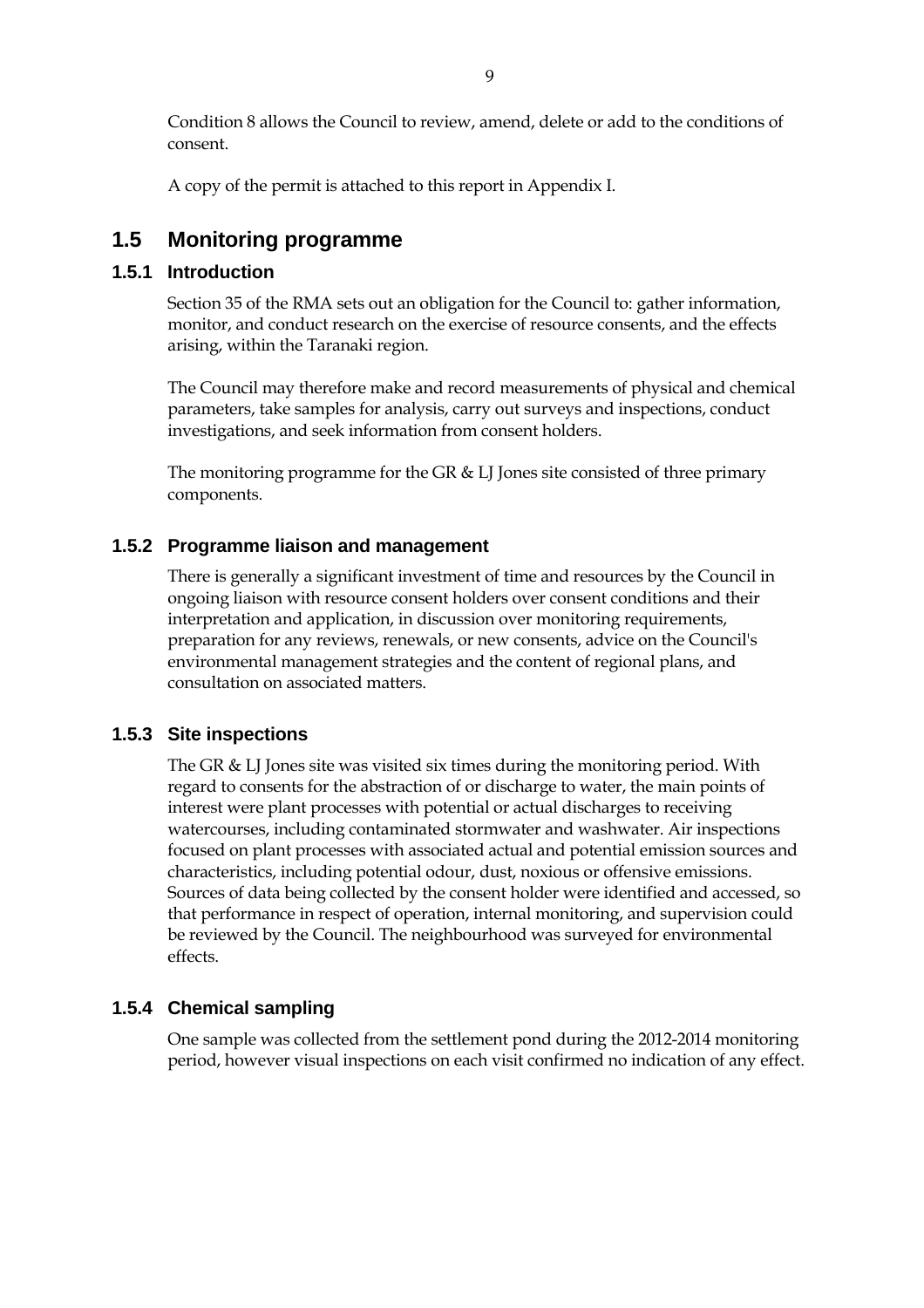Condition 8 allows the Council to review, amend, delete or add to the conditions of consent.

A copy of the permit is attached to this report in Appendix I.

## 1.5 Monitoring programme

### 1.5.1 Introduction

Section 35 of the RMA sets out an obligation for the Council to: gather information, monitor, and conduct research on the exercise of resource consents, and the effects arising, within the Taranaki region.

The Council may therefore make and record measurements of physical and chemical parameters, take samples for analysis, carry out surveys and inspections, conduct investigations, and seek information from consent holders.

The monitoring programme for the GR & LJ Jones site consisted of three primary components.

### 1.5.2 Programme liaison and management

There is generally a significant investment of time and resources by the Council in ongoing liaison with resource consent holders over consent conditions and their interpretation and application, in discussion over monitoring requirements, preparation for any reviews, renewals, or new consents, advice on the Council's environmental management strategies and the content of regional plans, and consultation on associated matters.

### 1.5.3 Site inspections

The GR & LJ Jones site was visited six times during the monitoring period. With regard to consents for the abstraction of or discharge to water, the main points of interest were plant processes with potential or actual discharges to receiving watercourses, including contaminated stormwater and washwater. Air inspections focused on plant processes with associated actual and potential emission sources and characteristics, including potential odour, dust, noxious or offensive emissions. Sources of data being collected by the consent holder were identified and accessed, so that performance in respect of operation, internal monitoring, and supervision could be reviewed by the Council. The neighbourhood was surveyed for environmental effects.

### 1.5.4 Chemical sampling

One sample was collected from the settlement pond during the 2012-2014 monitoring period, however visual inspections on each visit confirmed no indication of any effect.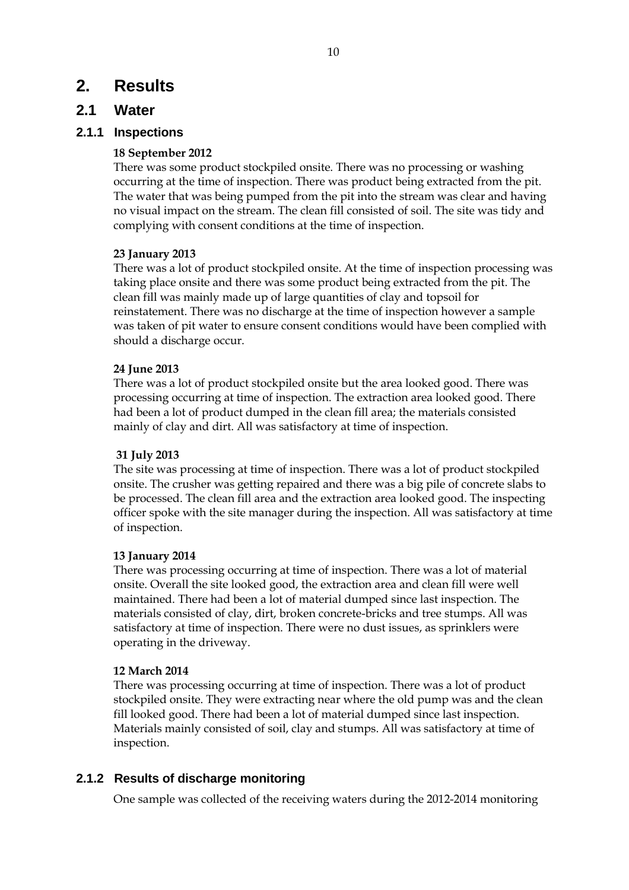# 2. Results

## 2.1 Water

### 2.1.1 Inspections

**18 September 2012**

There was some product stockpiled onsite. There was no processing or washing occurring at the time of inspection. There was product being extracted from the pit. The water that was being pumped from the pit into the stream was clear and having no visual impact on the stream. The clean fill consisted of soil. The site was tidy and complying with consent conditions at the time of inspection.

**23 January 2013**

There was a lot of product stockpiled onsite. At the time of inspection processing was taking place onsite and there was some product being extracted from the pit. The clean fill was mainly made up of large quantities of clay and topsoil for reinstatement. There was no discharge at the time of inspection however a sample was taken of pit water to ensure consent conditions would have been complied with should a discharge occur.

**24 June 2013**

There was a lot of product stockpiled onsite but the area looked good. There was processing occurring at time of inspection. The extraction area looked good. There had been a lot of product dumped in the clean fill area; the materials consisted mainly of clay and dirt. All was satisfactory at time of inspection.

**31 July 2013**

The site was processing at time of inspection. There was a lot of product stockpiled onsite. The crusher was getting repaired and there was a big pile of concrete slabs to be processed. The clean fill area and the extraction area looked good. The inspecting officer spoke with the site manager during the inspection. All was satisfactory at time of inspection.

**13 January 2014**

There was processing occurring at time of inspection. There was a lot of material onsite. Overall the site looked good, the extraction area and clean fill were well maintained. There had been a lot of material dumped since last inspection. The materials consisted of clay, dirt, broken concrete-bricks and tree stumps. All was satisfactory at time of inspection. There were no dust issues, as sprinklers were operating in the driveway.

**12 March 2014**

There was processing occurring at time of inspection. There was a lot of product stockpiled onsite. They were extracting near where the old pump was and the clean fill looked good. There had been a lot of material dumped since last inspection. Materials mainly consisted of soil, clay and stumps. All was satisfactory at time of inspection.

### 2.1.2 Results of discharge monitoring

One sample was collected of the receiving waters during the 2012-2014 monitoring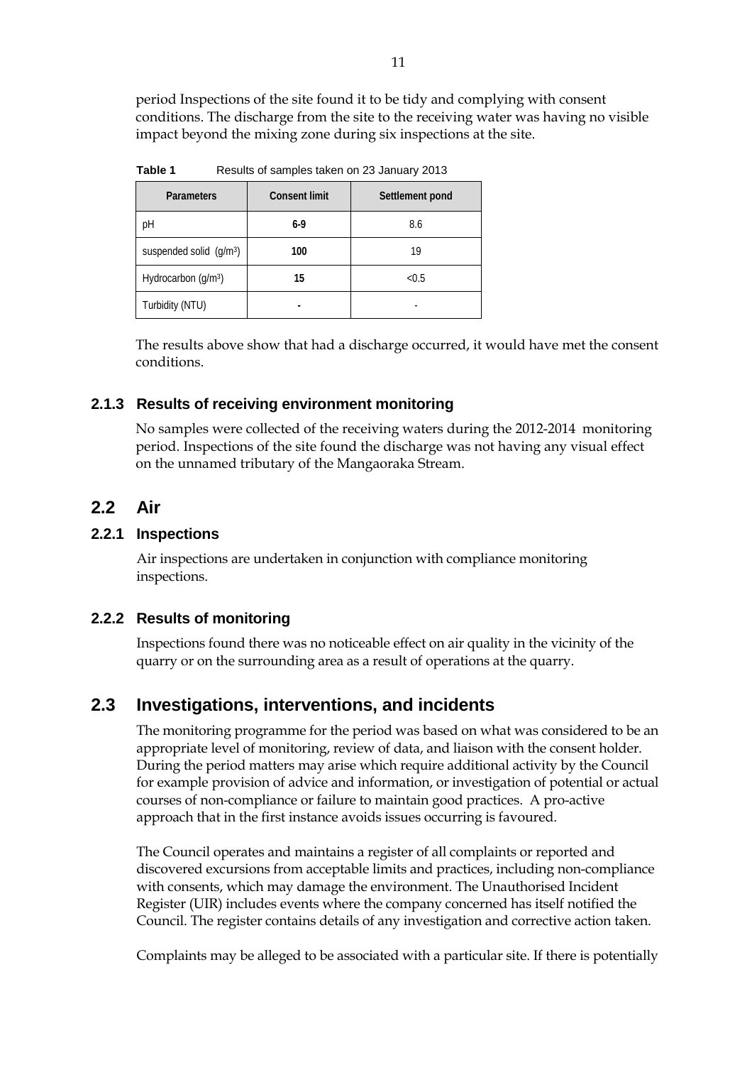period Inspections of the site found it to be tidy and complying with consent conditions. The discharge from the site to the receiving water was having no visible impact beyond the mixing zone during six inspections at the site.

**Table 1** Results of samples taken on 23 January 2013

| Parameters | Consent limit | Settlement pond |
| --- | --- | --- |
| pH | **6-9** | 8.6 |
| suspended solid ($g/m^3$) | **100** | 19 |
| Hydrocarbon ($g/m^3$) | **15** | <0.5 |
| Turbidity (NTU) | **-** | - |

The results above show that had a discharge occurred, it would have met the consent conditions.

### 2.1.3 Results of receiving environment monitoring

No samples were collected of the receiving waters during the 2012-2014 monitoring period. Inspections of the site found the discharge was not having any visual effect on the unnamed tributary of the Mangaoraka Stream.

## 2.2 Air

### 2.2.1 Inspections

Air inspections are undertaken in conjunction with compliance monitoring inspections.

### 2.2.2 Results of monitoring

Inspections found there was no noticeable effect on air quality in the vicinity of the quarry or on the surrounding area as a result of operations at the quarry.

## 2.3 Investigations, interventions, and incidents

The monitoring programme for the period was based on what was considered to be an appropriate level of monitoring, review of data, and liaison with the consent holder. During the period matters may arise which require additional activity by the Council for example provision of advice and information, or investigation of potential or actual courses of non-compliance or failure to maintain good practices. A pro-active approach that in the first instance avoids issues occurring is favoured.

The Council operates and maintains a register of all complaints or reported and discovered excursions from acceptable limits and practices, including non-compliance with consents, which may damage the environment. The Unauthorised Incident Register (UIR) includes events where the company concerned has itself notified the Council. The register contains details of any investigation and corrective action taken.

Complaints may be alleged to be associated with a particular site. If there is potentially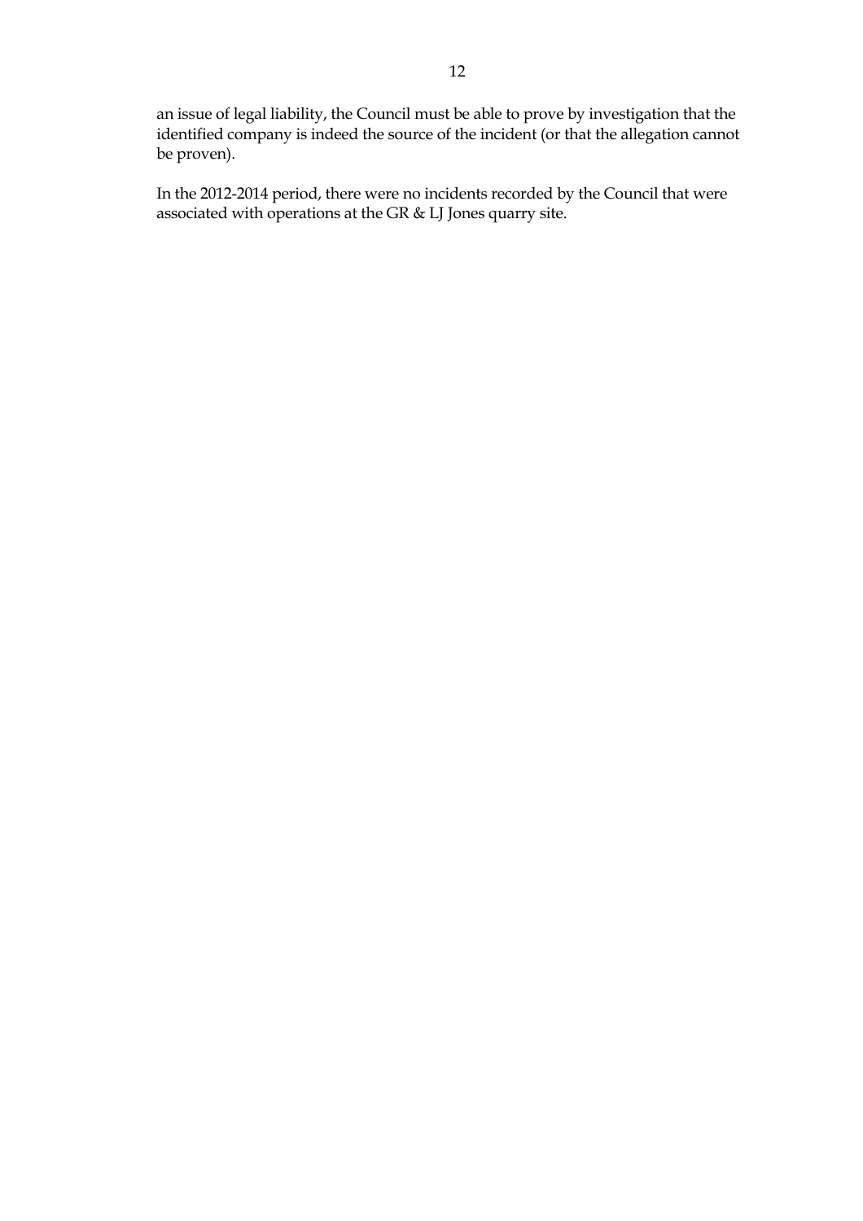an issue of legal liability, the Council must be able to prove by investigation that the identified company is indeed the source of the incident (or that the allegation cannot be proven).

In the 2012-2014 period, there were no incidents recorded by the Council that were associated with operations at the GR & LJ Jones quarry site.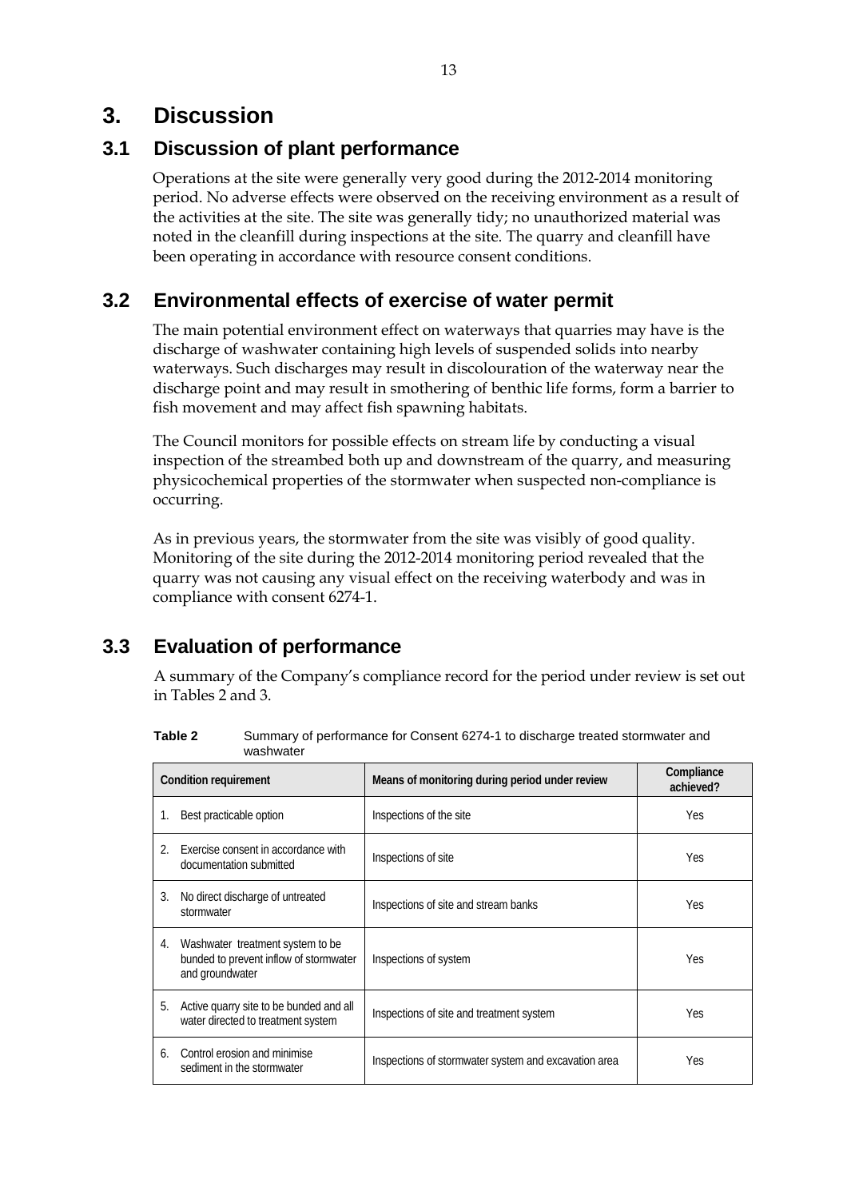# 3. Discussion

## 3.1 Discussion of plant performance

Operations at the site were generally very good during the 2012-2014 monitoring period. No adverse effects were observed on the receiving environment as a result of the activities at the site. The site was generally tidy; no unauthorized material was noted in the cleanfill during inspections at the site. The quarry and cleanfill have been operating in accordance with resource consent conditions.

## 3.2 Environmental effects of exercise of water permit

The main potential environment effect on waterways that quarries may have is the discharge of washwater containing high levels of suspended solids into nearby waterways. Such discharges may result in discolouration of the waterway near the discharge point and may result in smothering of benthic life forms, form a barrier to fish movement and may affect fish spawning habitats.

The Council monitors for possible effects on stream life by conducting a visual inspection of the streambed both up and downstream of the quarry, and measuring physicochemical properties of the stormwater when suspected non-compliance is occurring.

As in previous years, the stormwater from the site was visibly of good quality. Monitoring of the site during the 2012-2014 monitoring period revealed that the quarry was not causing any visual effect on the receiving waterbody and was in compliance with consent 6274-1.

## 3.3 Evaluation of performance

A summary of the Company's compliance record for the period under review is set out in Tables 2 and 3.

**Table 2** Summary of performance for Consent 6274-1 to discharge treated stormwater and washwater

| Condition requirement | Means of monitoring during period under review | Compliance achieved? |
|---|---|---|
| 1. Best practicable option | Inspections of the site | Yes |
| 2. Exercise consent in accordance with documentation submitted | Inspections of site | Yes |
| 3. No direct discharge of untreated stormwater | Inspections of site and stream banks | Yes |
| 4. Washwater treatment system to be bunded to prevent inflow of stormwater and groundwater | Inspections of system | Yes |
| 5. Active quarry site to be bunded and all water directed to treatment system | Inspections of site and treatment system | Yes |
| 6. Control erosion and minimise sediment in the stormwater | Inspections of stormwater system and excavation area | Yes |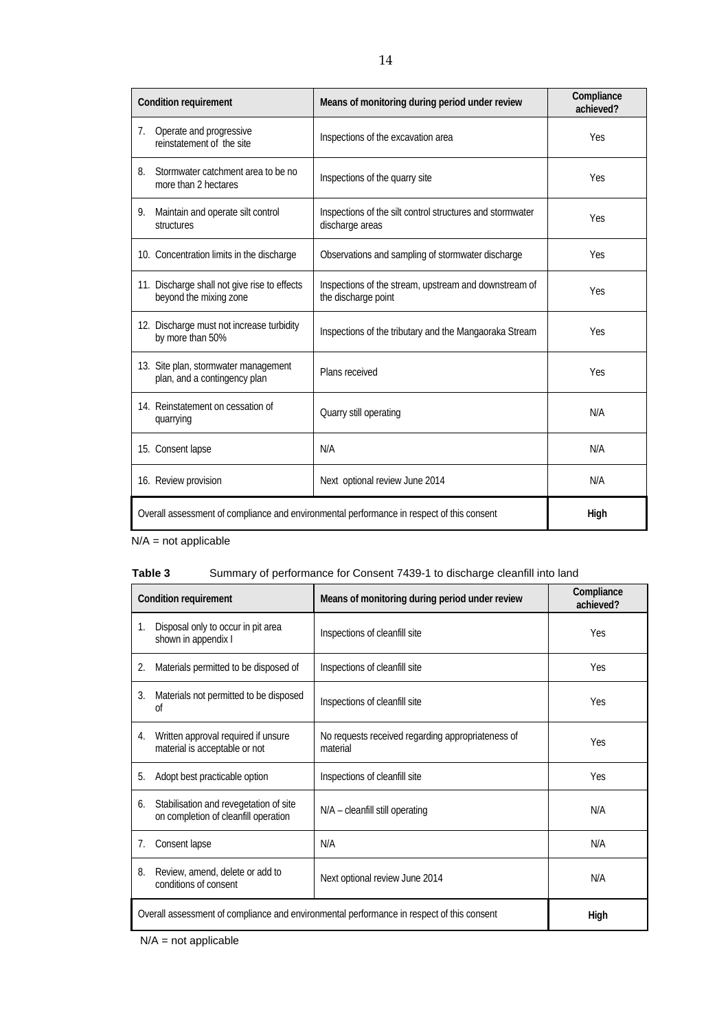| Condition requirement | Means of monitoring during period under review | Compliance achieved? |
|---|---|---|
| 7. Operate and progressive reinstatement of the site | Inspections of the excavation area | Yes |
| 8. Stormwater catchment area to be no more than 2 hectares | Inspections of the quarry site | Yes |
| 9. Maintain and operate silt control structures | Inspections of the silt control structures and stormwater discharge areas | Yes |
| 10. Concentration limits in the discharge | Observations and sampling of stormwater discharge | Yes |
| 11. Discharge shall not give rise to effects beyond the mixing zone | Inspections of the stream, upstream and downstream of the discharge point | Yes |
| 12. Discharge must not increase turbidity by more than 50% | Inspections of the tributary and the Mangaoraka Stream | Yes |
| 13. Site plan, stormwater management plan, and a contingency plan | Plans received | Yes |
| 14. Reinstatement on cessation of quarrying | Quarry still operating | N/A |
| 15. Consent lapse | N/A | N/A |
| 16. Review provision | Next optional review June 2014 | N/A |
| Overall assessment of compliance and environmental performance in respect of this consent | | **High** |

N/A = not applicable

**Table 3** Summary of performance for Consent 7439-1 to discharge cleanfill into land

| Condition requirement | Means of monitoring during period under review | Compliance achieved? |
|---|---|---|
| 1. Disposal only to occur in pit area shown in appendix I | Inspections of cleanfill site | Yes |
| 2. Materials permitted to be disposed of | Inspections of cleanfill site | Yes |
| 3. Materials not permitted to be disposed of | Inspections of cleanfill site | Yes |
| 4. Written approval required if unsure material is acceptable or not | No requests received regarding appropriateness of material | Yes |
| 5. Adopt best practicable option | Inspections of cleanfill site | Yes |
| 6. Stabilisation and revegetation of site on completion of cleanfill operation | N/A – cleanfill still operating | N/A |
| 7. Consent lapse | N/A | N/A |
| 8. Review, amend, delete or add to conditions of consent | Next optional review June 2014 | N/A |
| Overall assessment of compliance and environmental performance in respect of this consent | | **High** |

N/A = not applicable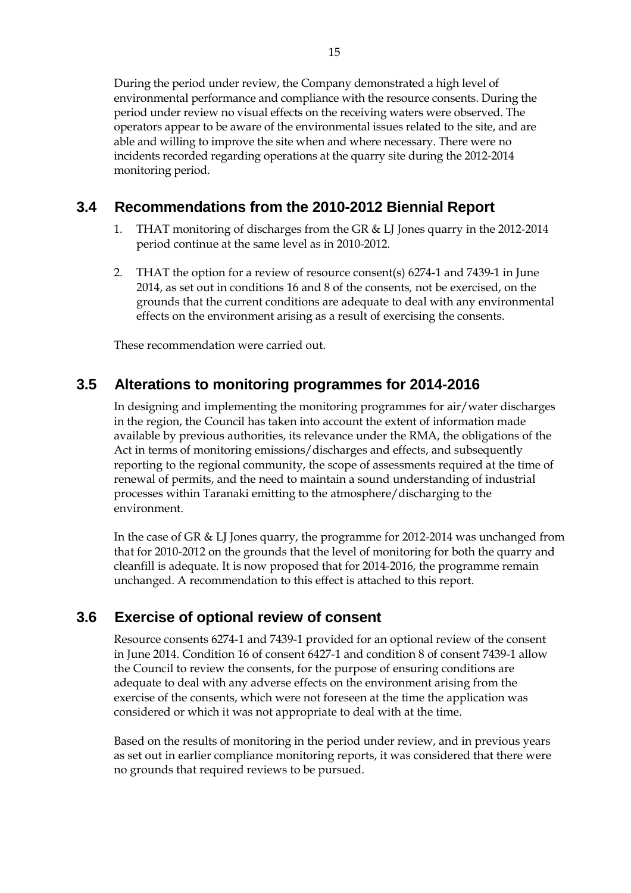During the period under review, the Company demonstrated a high level of environmental performance and compliance with the resource consents. During the period under review no visual effects on the receiving waters were observed. The operators appear to be aware of the environmental issues related to the site, and are able and willing to improve the site when and where necessary. There were no incidents recorded regarding operations at the quarry site during the 2012-2014 monitoring period.

## 3.4 Recommendations from the 2010-2012 Biennial Report

1. THAT monitoring of discharges from the GR & LJ Jones quarry in the 2012-2014 period continue at the same level as in 2010-2012.

2. THAT the option for a review of resource consent(s) 6274-1 and 7439-1 in June 2014, as set out in conditions 16 and 8 of the consents, not be exercised, on the grounds that the current conditions are adequate to deal with any environmental effects on the environment arising as a result of exercising the consents.

These recommendation were carried out.

## 3.5 Alterations to monitoring programmes for 2014-2016

In designing and implementing the monitoring programmes for air/water discharges in the region, the Council has taken into account the extent of information made available by previous authorities, its relevance under the RMA, the obligations of the Act in terms of monitoring emissions/discharges and effects, and subsequently reporting to the regional community, the scope of assessments required at the time of renewal of permits, and the need to maintain a sound understanding of industrial processes within Taranaki emitting to the atmosphere/discharging to the environment.

In the case of GR & LJ Jones quarry, the programme for 2012-2014 was unchanged from that for 2010-2012 on the grounds that the level of monitoring for both the quarry and cleanfill is adequate. It is now proposed that for 2014-2016, the programme remain unchanged. A recommendation to this effect is attached to this report.

## 3.6 Exercise of optional review of consent

Resource consents 6274-1 and 7439-1 provided for an optional review of the consent in June 2014. Condition 16 of consent 6427-1 and condition 8 of consent 7439-1 allow the Council to review the consents, for the purpose of ensuring conditions are adequate to deal with any adverse effects on the environment arising from the exercise of the consents, which were not foreseen at the time the application was considered or which it was not appropriate to deal with at the time.

Based on the results of monitoring in the period under review, and in previous years as set out in earlier compliance monitoring reports, it was considered that there were no grounds that required reviews to be pursued.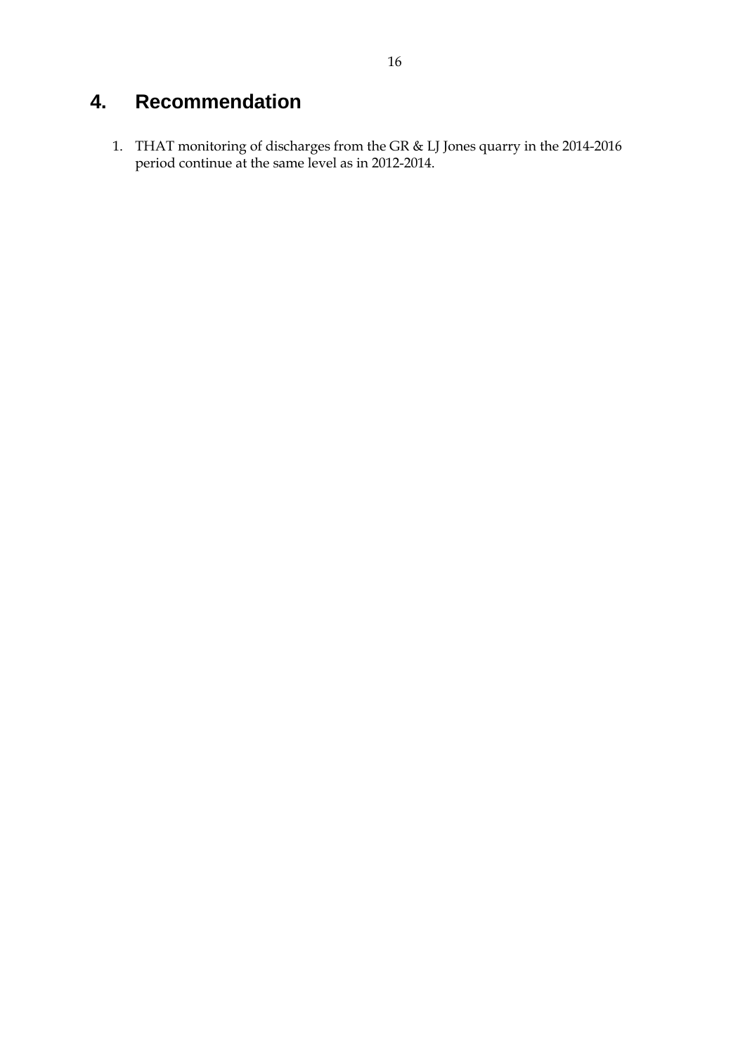# 4. Recommendation

1. THAT monitoring of discharges from the GR & LJ Jones quarry in the 2014-2016 period continue at the same level as in 2012-2014.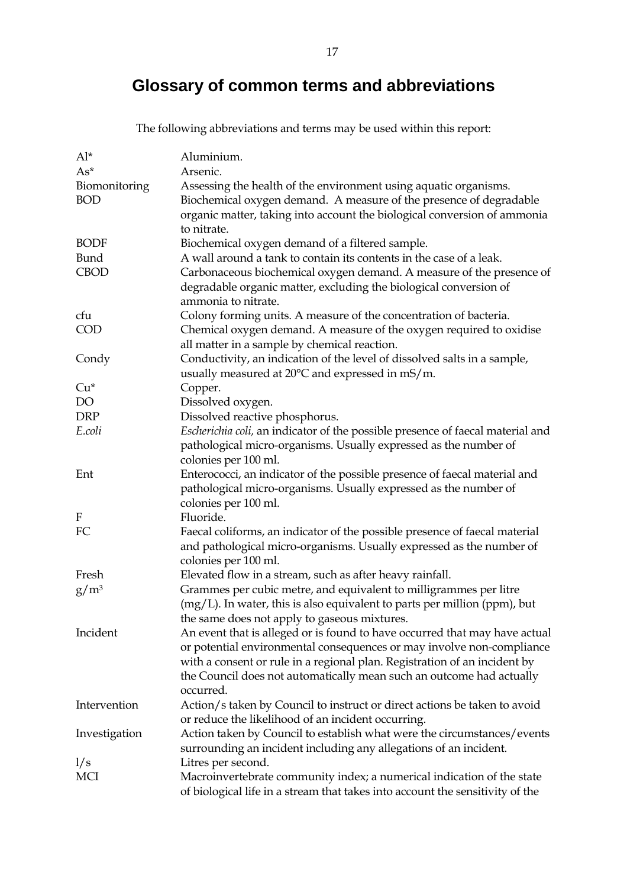# Glossary of common terms and abbreviations

The following abbreviations and terms may be used within this report:

| | |
|---|---|
| Al* | Aluminium. |
| As* | Arsenic. |
| Biomonitoring | Assessing the health of the environment using aquatic organisms. |
| BOD | Biochemical oxygen demand. A measure of the presence of degradable organic matter, taking into account the biological conversion of ammonia to nitrate. |
| BODF | Biochemical oxygen demand of a filtered sample. |
| Bund | A wall around a tank to contain its contents in the case of a leak. |
| CBOD | Carbonaceous biochemical oxygen demand. A measure of the presence of degradable organic matter, excluding the biological conversion of ammonia to nitrate. |
| cfu | Colony forming units. A measure of the concentration of bacteria. |
| COD | Chemical oxygen demand. A measure of the oxygen required to oxidise all matter in a sample by chemical reaction. |
| Condy | Conductivity, an indication of the level of dissolved salts in a sample, usually measured at 20°C and expressed in mS/m. |
| Cu* | Copper. |
| DO | Dissolved oxygen. |
| DRP | Dissolved reactive phosphorus. |
| *E.coli* | *Escherichia coli,* an indicator of the possible presence of faecal material and pathological micro-organisms. Usually expressed as the number of colonies per 100 ml. |
| Ent | Enterococci, an indicator of the possible presence of faecal material and pathological micro-organisms. Usually expressed as the number of colonies per 100 ml. |
| F | Fluoride. |
| FC | Faecal coliforms, an indicator of the possible presence of faecal material and pathological micro-organisms. Usually expressed as the number of colonies per 100 ml. |
| Fresh | Elevated flow in a stream, such as after heavy rainfall. |
| $g/m^3$ | Grammes per cubic metre, and equivalent to milligrammes per litre (mg/L). In water, this is also equivalent to parts per million (ppm), but the same does not apply to gaseous mixtures. |
| Incident | An event that is alleged or is found to have occurred that may have actual or potential environmental consequences or may involve non-compliance with a consent or rule in a regional plan. Registration of an incident by the Council does not automatically mean such an outcome had actually occurred. |
| Intervention | Action/s taken by Council to instruct or direct actions be taken to avoid or reduce the likelihood of an incident occurring. |
| Investigation | Action taken by Council to establish what were the circumstances/events surrounding an incident including any allegations of an incident. |
| l/s | Litres per second. |
| MCI | Macroinvertebrate community index; a numerical indication of the state of biological life in a stream that takes into account the sensitivity of the |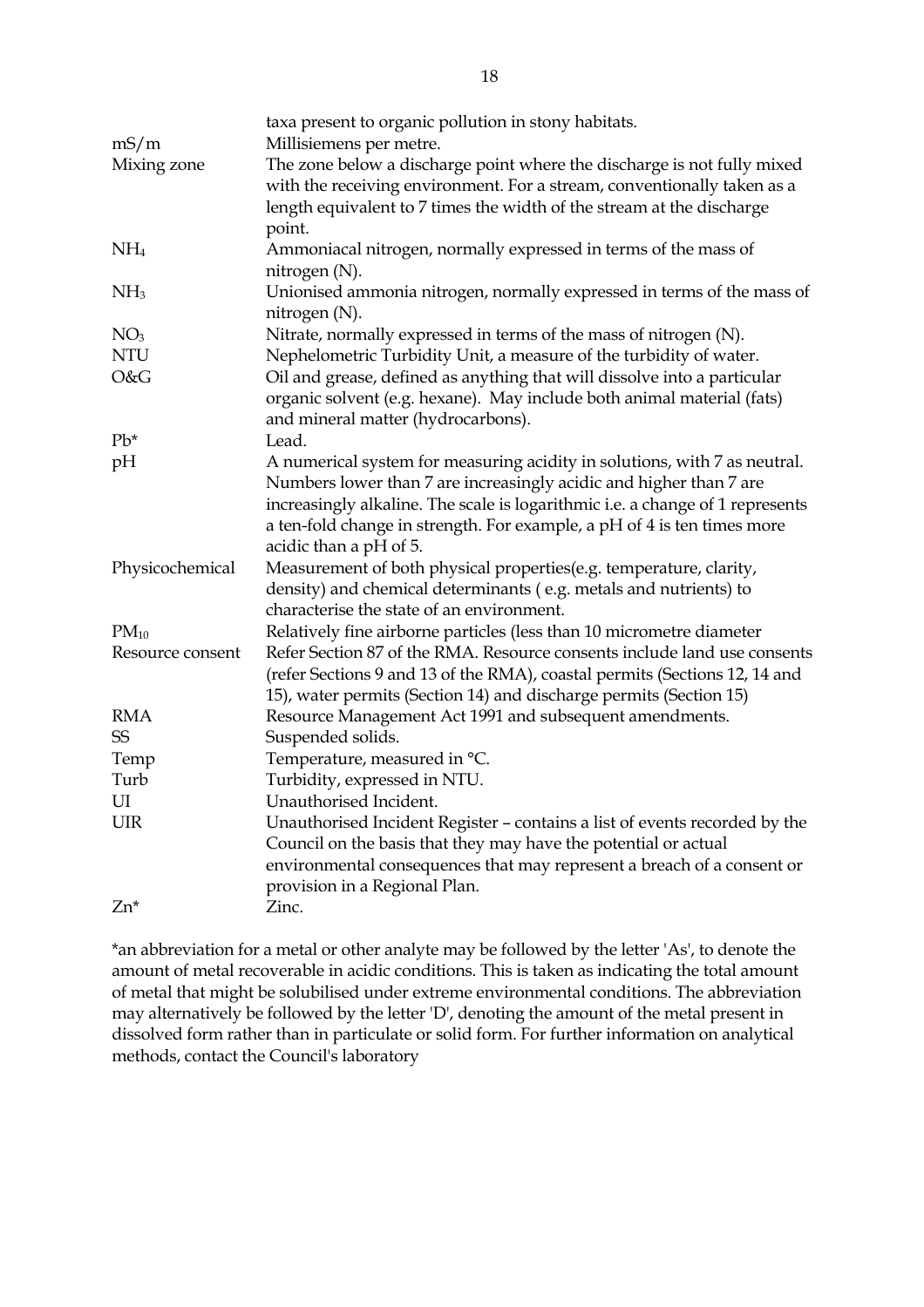| | |
|---|---|
| | taxa present to organic pollution in stony habitats. |
| mS/m | Millisiemens per metre. |
| Mixing zone | The zone below a discharge point where the discharge is not fully mixed with the receiving environment. For a stream, conventionally taken as a length equivalent to 7 times the width of the stream at the discharge point. |
| $NH_4$ | Ammoniacal nitrogen, normally expressed in terms of the mass of nitrogen (N). |
| $NH_3$ | Unionised ammonia nitrogen, normally expressed in terms of the mass of nitrogen (N). |
| $NO_3$ | Nitrate, normally expressed in terms of the mass of nitrogen (N). |
| NTU | Nephelometric Turbidity Unit, a measure of the turbidity of water. |
| O&G | Oil and grease, defined as anything that will dissolve into a particular organic solvent (e.g. hexane). May include both animal material (fats) and mineral matter (hydrocarbons). |
| Pb* | Lead. |
| pH | A numerical system for measuring acidity in solutions, with 7 as neutral. Numbers lower than 7 are increasingly acidic and higher than 7 are increasingly alkaline. The scale is logarithmic i.e. a change of 1 represents a ten-fold change in strength. For example, a pH of 4 is ten times more acidic than a pH of 5. |
| Physicochemical | Measurement of both physical properties(e.g. temperature, clarity, density) and chemical determinants ( e.g. metals and nutrients) to characterise the state of an environment. |
| $PM_{10}$ | Relatively fine airborne particles (less than 10 micrometre diameter |
| Resource consent | Refer Section 87 of the RMA. Resource consents include land use consents (refer Sections 9 and 13 of the RMA), coastal permits (Sections 12, 14 and 15), water permits (Section 14) and discharge permits (Section 15) |
| RMA | Resource Management Act 1991 and subsequent amendments. |
| SS | Suspended solids. |
| Temp | Temperature, measured in °C. |
| Turb | Turbidity, expressed in NTU. |
| UI | Unauthorised Incident. |
| UIR | Unauthorised Incident Register – contains a list of events recorded by the Council on the basis that they may have the potential or actual environmental consequences that may represent a breach of a consent or provision in a Regional Plan. |
| Zn* | Zinc. |

*an abbreviation for a metal or other analyte may be followed by the letter 'As', to denote the amount of metal recoverable in acidic conditions. This is taken as indicating the total amount of metal that might be solubilised under extreme environmental conditions. The abbreviation may alternatively be followed by the letter 'D', denoting the amount of the metal present in dissolved form rather than in particulate or solid form. For further information on analytical methods, contact the Council's laboratory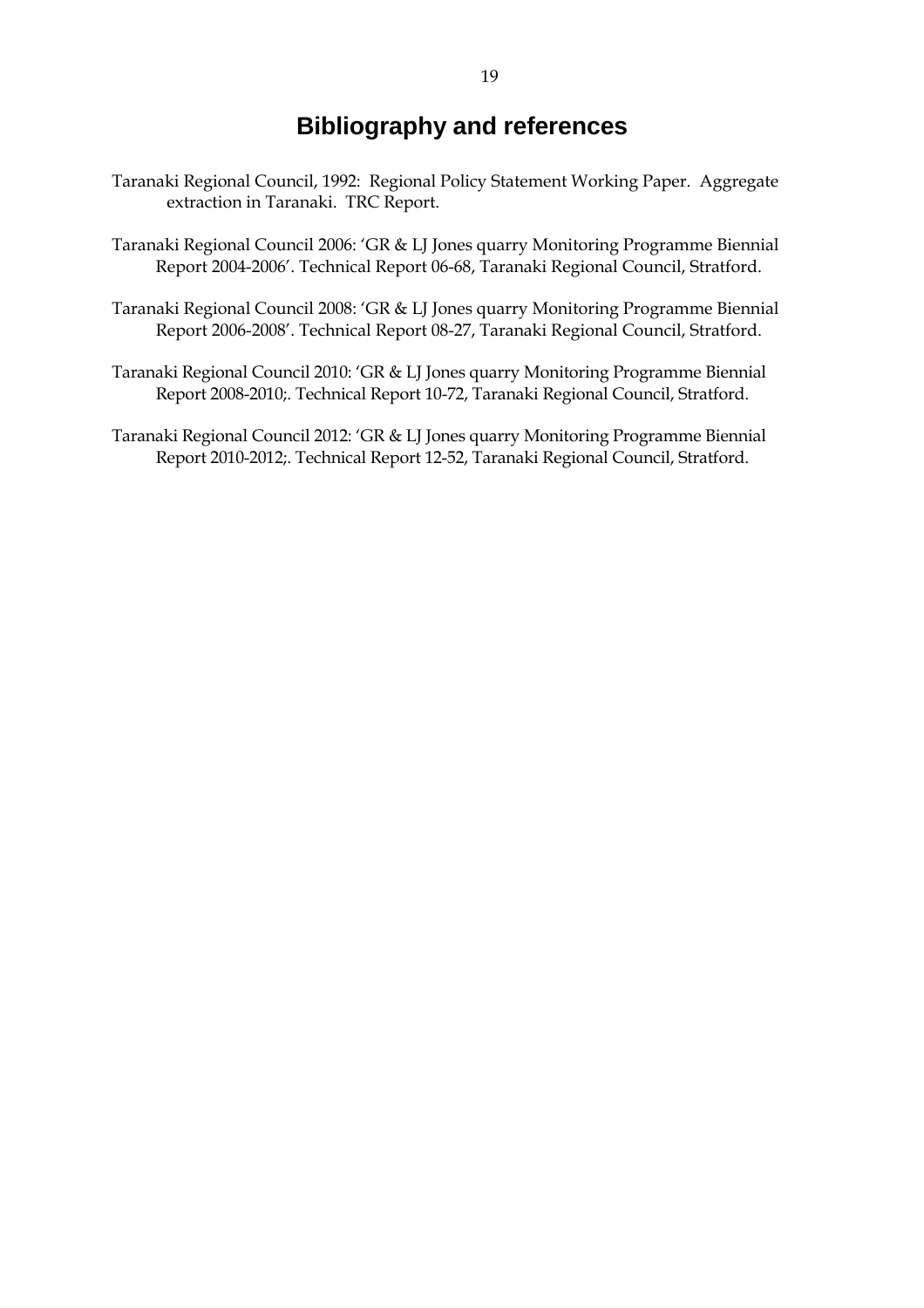# Bibliography and references

Taranaki Regional Council, 1992: Regional Policy Statement Working Paper. Aggregate extraction in Taranaki. TRC Report.

Taranaki Regional Council 2006: 'GR & LJ Jones quarry Monitoring Programme Biennial Report 2004-2006'. Technical Report 06-68, Taranaki Regional Council, Stratford.

Taranaki Regional Council 2008: 'GR & LJ Jones quarry Monitoring Programme Biennial Report 2006-2008'. Technical Report 08-27, Taranaki Regional Council, Stratford.

Taranaki Regional Council 2010: 'GR & LJ Jones quarry Monitoring Programme Biennial Report 2008-2010;. Technical Report 10-72, Taranaki Regional Council, Stratford.

Taranaki Regional Council 2012: 'GR & LJ Jones quarry Monitoring Programme Biennial Report 2010-2012;. Technical Report 12-52, Taranaki Regional Council, Stratford.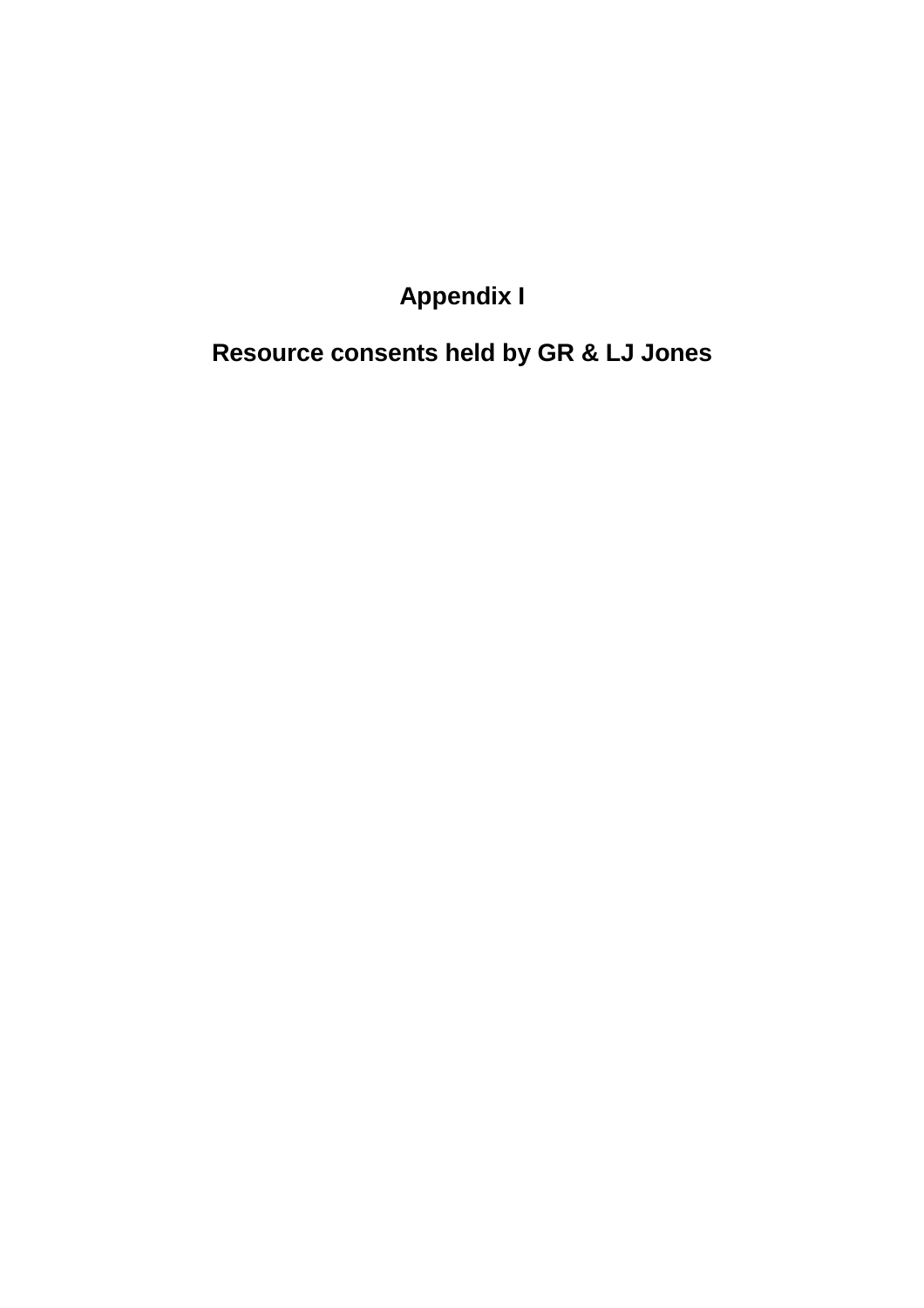# Appendix I

## Resource consents held by GR & LJ Jones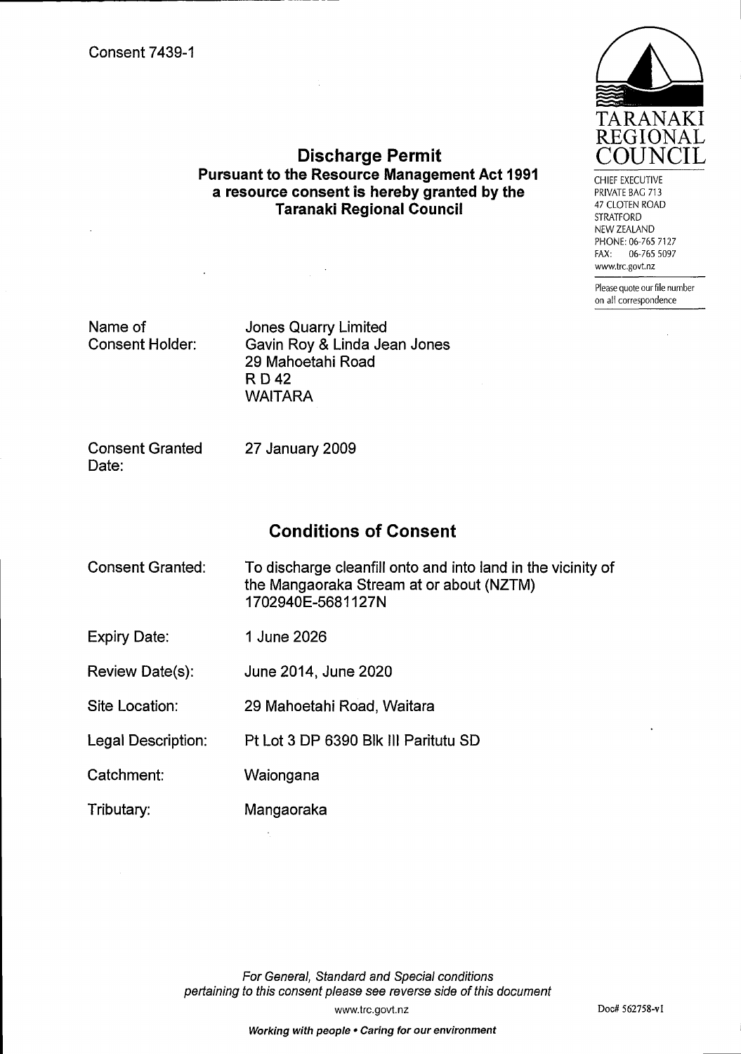Consent 7439-1

TARANAKI REGIONAL COUNCIL

CHIEF EXECUTIVE
PRIVATE BAG 713
47 CLOTEN ROAD
STRATFORD
NEW ZEALAND
PHONE: 06-765 7127
FAX: 06-765 5097
www.trc.govt.nz

Please quote our file number on all correspondence

# Discharge Permit

**Pursuant to the Resource Management Act 1991 a resource consent is hereby granted by the Taranaki Regional Council**

| | |
|---|---|
| Name of Consent Holder: | Jones Quarry Limited<br>Gavin Roy & Linda Jean Jones<br>29 Mahoetahi Road<br>R D 42<br>WAITARA |
| Consent Granted Date: | 27 January 2009 |

## Conditions of Consent

| | |
|---|---|
| Consent Granted: | To discharge cleanfill onto and into land in the vicinity of the Mangaoraka Stream at or about (NZTM) 1702940E-5681127N |
| Expiry Date: | 1 June 2026 |
| Review Date(s): | June 2014, June 2020 |
| Site Location: | 29 Mahoetahi Road, Waitara |
| Legal Description: | Pt Lot 3 DP 6390 Blk III Paritutu SD |
| Catchment: | Waiongana |
| Tributary: | Mangaoraka |

*For General, Standard and Special conditions pertaining to this consent please see reverse side of this document*

www.trc.govt.nz

Doc# 562758-v1

***Working with people • Caring for our environment***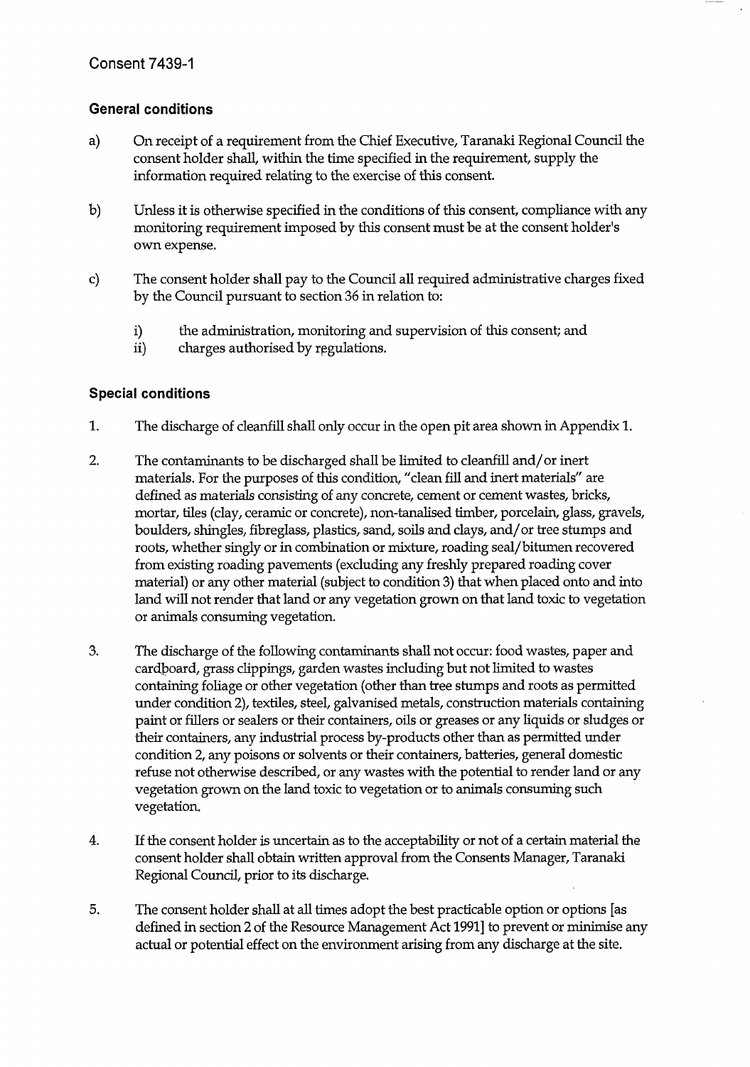## Consent 7439-1

### General conditions

a) On receipt of a requirement from the Chief Executive, Taranaki Regional Council the consent holder shall, within the time specified in the requirement, supply the information required relating to the exercise of this consent.

b) Unless it is otherwise specified in the conditions of this consent, compliance with any monitoring requirement imposed by this consent must be at the consent holder's own expense.

c) The consent holder shall pay to the Council all required administrative charges fixed by the Council pursuant to section 36 in relation to:

   i) the administration, monitoring and supervision of this consent; and
   ii) charges authorised by regulations.

### Special conditions

1. The discharge of cleanfill shall only occur in the open pit area shown in Appendix 1.

2. The contaminants to be discharged shall be limited to cleanfill and/or inert materials. For the purposes of this condition, "clean fill and inert materials" are defined as materials consisting of any concrete, cement or cement wastes, bricks, mortar, tiles (clay, ceramic or concrete), non-tanalised timber, porcelain, glass, gravels, boulders, shingles, fibreglass, plastics, sand, soils and clays, and/or tree stumps and roots, whether singly or in combination or mixture, roading seal/bitumen recovered from existing roading pavements (excluding any freshly prepared roading cover material) or any other material (subject to condition 3) that when placed onto and into land will not render that land or any vegetation grown on that land toxic to vegetation or animals consuming vegetation.

3. The discharge of the following contaminants shall not occur: food wastes, paper and cardboard, grass clippings, garden wastes including but not limited to wastes containing foliage or other vegetation (other than tree stumps and roots as permitted under condition 2), textiles, steel, galvanised metals, construction materials containing paint or fillers or sealers or their containers, oils or greases or any liquids or sludges or their containers, any industrial process by-products other than as permitted under condition 2, any poisons or solvents or their containers, batteries, general domestic refuse not otherwise described, or any wastes with the potential to render land or any vegetation grown on the land toxic to vegetation or to animals consuming such vegetation.

4. If the consent holder is uncertain as to the acceptability or not of a certain material the consent holder shall obtain written approval from the Consents Manager, Taranaki Regional Council, prior to its discharge.

5. The consent holder shall at all times adopt the best practicable option or options [as defined in section 2 of the Resource Management Act 1991] to prevent or minimise any actual or potential effect on the environment arising from any discharge at the site.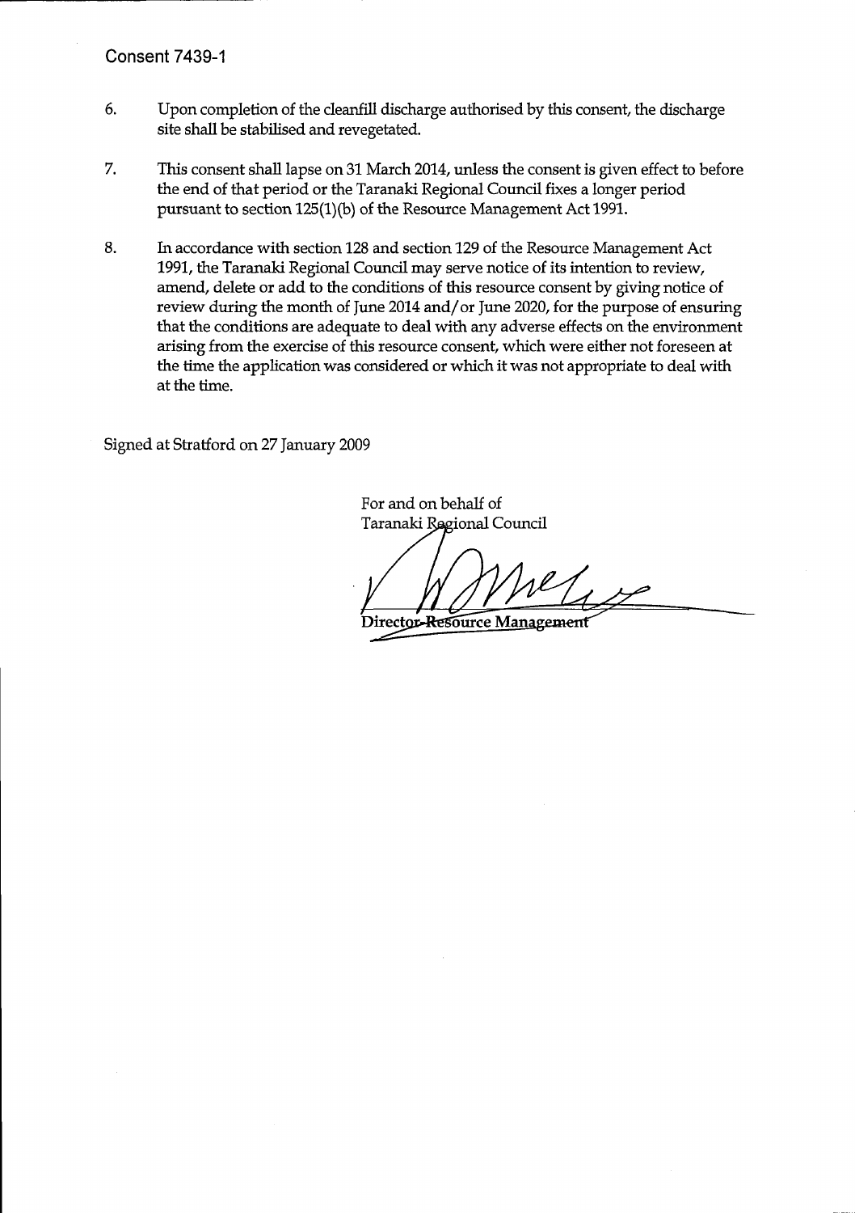Consent 7439-1

6. Upon completion of the cleanfill discharge authorised by this consent, the discharge site shall be stabilised and revegetated.

7. This consent shall lapse on 31 March 2014, unless the consent is given effect to before the end of that period or the Taranaki Regional Council fixes a longer period pursuant to section 125(1)(b) of the Resource Management Act 1991.

8. In accordance with section 128 and section 129 of the Resource Management Act 1991, the Taranaki Regional Council may serve notice of its intention to review, amend, delete or add to the conditions of this resource consent by giving notice of review during the month of June 2014 and/or June 2020, for the purpose of ensuring that the conditions are adequate to deal with any adverse effects on the environment arising from the exercise of this resource consent, which were either not foreseen at the time the application was considered or which it was not appropriate to deal with at the time.

Signed at Stratford on 27 January 2009

For and on behalf of
Taranaki Regional Council

Director-Resource Management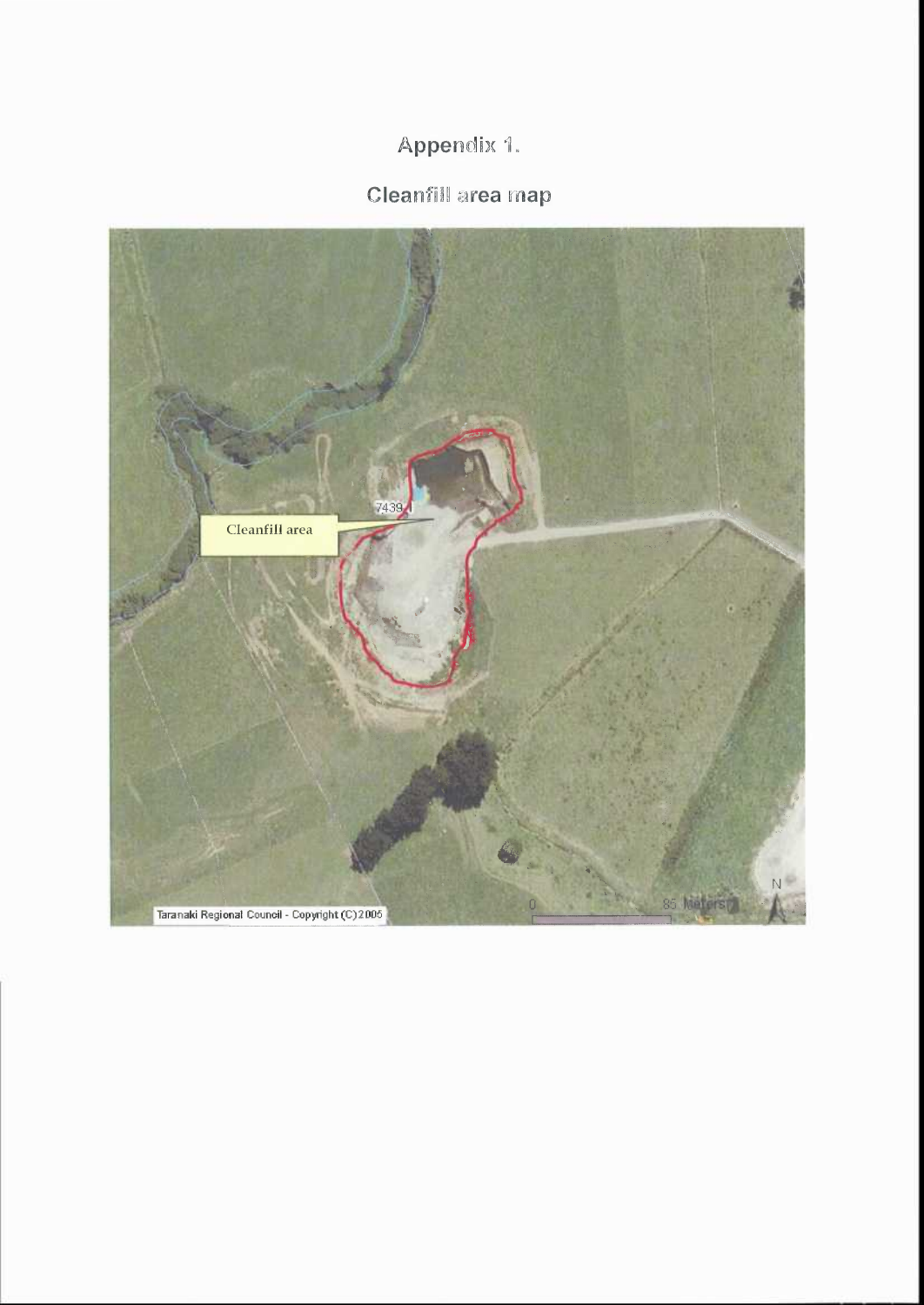# Appendix 1.

## Cleanfill area map

7439

Cleanfill area

Taranaki Regional Council - Copyright (C) 2006

0

85 Meters

N